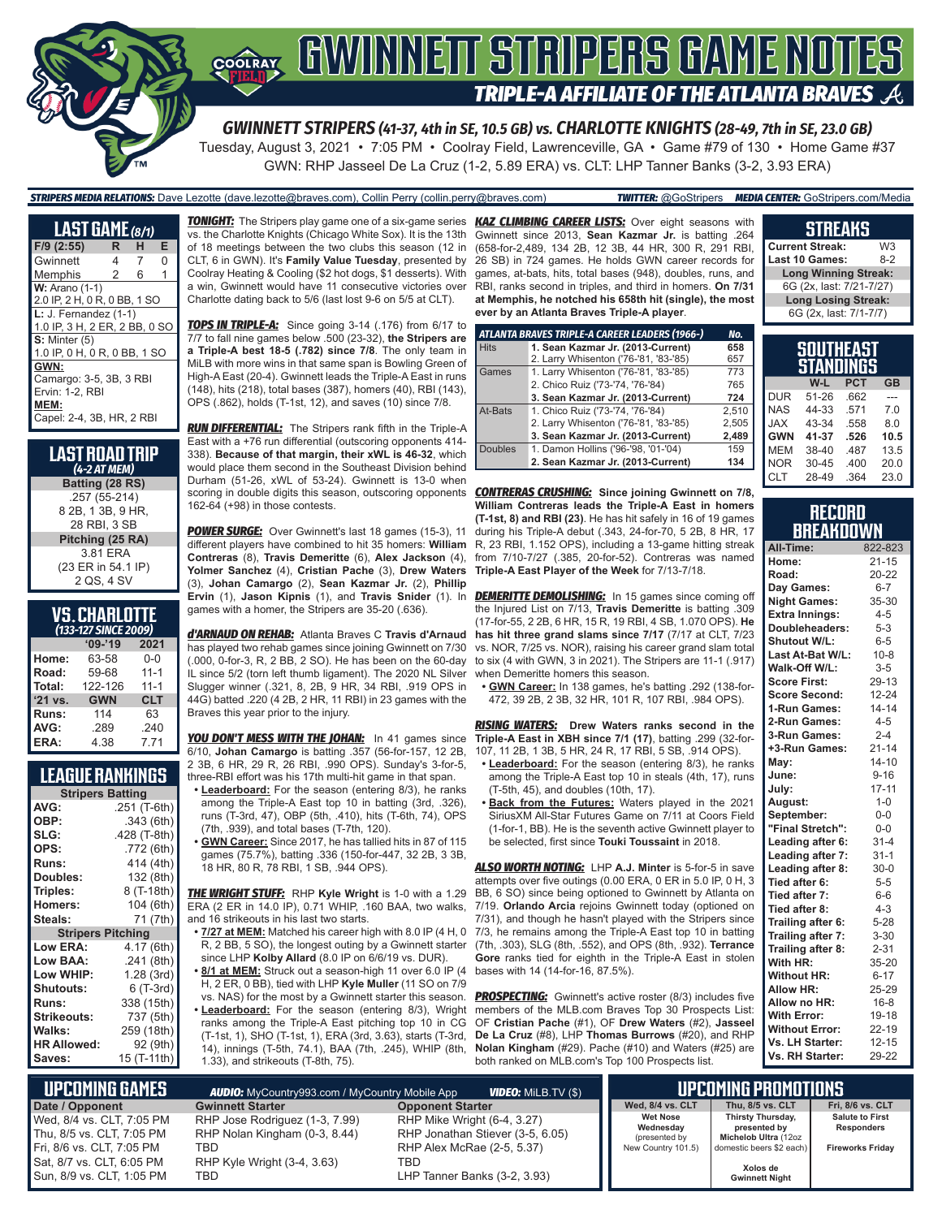# GWINNETT STRIPERS GAME NOTES

## TRIPLE-A AFFILIATE OF THE ATLANTA BRAVES

### GWINNETT STRIPERS (41-37, 4th in SE, 10.5 GB) vs. CHARLOTTE KNIGHTS (28-49, 7th in SE, 23.0 GB)

Tuesday, August 3, 2021 • 7:05 PM • Coolray Field, Lawrenceville, GA • Game #79 of 130 • Home Game #37

GWN: RHP Jasseel De La Cruz (1-2, 5.89 ERA) vs. CLT: LHP Tanner Banks (3-2, 3.93 ERA)

**STRIPERS MEDIA RELATIONS:** Dave Lezotte (dave.lezotte@braves.com), Collin Perry (collin.perry@braves.com) **TWITTER:** @GoStripers **MEDIA CENTER:** GoStripers.com/Media

## LAST GAME (8/1)

| F/9 (2:55) | R | H | E |
|---|---|---|---|
| Gwinnett | 4 | 7 | 0 |
| Memphis | 2 | 6 | 1 |

**W:** Arano (1-1)
2.0 IP, 2 H, 0 R, 0 BB, 1 SO

**L:** J. Fernandez (1-1)
1.0 IP, 3 H, 2 ER, 2 BB, 0 SO

**S:** Minter (5)
1.0 IP, 0 H, 0 R, 0 BB, 1 SO

**GWN:**
Camargo: 3-5, 3B, 3 RBI
Ervin: 1-2, RBI

**MEM:**
Capel: 2-4, 3B, HR, 2 RBI

## LAST ROAD TRIP
*(4-2 AT MEM)*

**Batting (28 RS)**
.257 (55-214)
8 2B, 1 3B, 9 HR,
28 RBI, 3 SB

**Pitching (25 RA)**
3.81 ERA
(23 ER in 54.1 IP)
2 QS, 4 SV

## VS. CHARLOTTE
*(133-127 SINCE 2009)*

| | '09-'19 | 2021 |
|---|---|---|
| Home: | 63-58 | 0-0 |
| Road: | 59-68 | 11-1 |
| Total: | 122-126 | 11-1 |
| '21 vs. | GWN | CLT |
| Runs: | 114 | 63 |
| AVG: | .289 | .240 |
| ERA: | 4.38 | 7.71 |

## LEAGUE RANKINGS

| Stripers Batting | |
|---|---|
| AVG: | .251 (T-6th) |
| OBP: | .343 (6th) |
| SLG: | .428 (T-8th) |
| OPS: | .772 (6th) |
| Runs: | 414 (4th) |
| Doubles: | 132 (8th) |
| Triples: | 8 (T-18th) |
| Homers: | 104 (6th) |
| Steals: | 71 (7th) |
| **Stripers Pitching** | |
| Low ERA: | 4.17 (6th) |
| Low BAA: | .241 (8th) |
| Low WHIP: | 1.28 (3rd) |
| Shutouts: | 6 (T-3rd) |
| Runs: | 338 (15th) |
| Strikeouts: | 737 (5th) |
| Walks: | 259 (18th) |
| HR Allowed: | 92 (9th) |
| Saves: | 15 (T-11th) |

***TONIGHT:*** The Stripers play game one of a six-game series vs. the Charlotte Knights (Chicago White Sox). It is the 13th of 18 meetings between the two clubs this season (12 in CLT, 6 in GWN). It's **Family Value Tuesday**, presented by Coolray Heating & Cooling ($2 hot dogs, $1 desserts). With a win, Gwinnett would have 11 consecutive victories over Charlotte dating back to 5/6 (last lost 9-6 on 5/5 at CLT).

***TOPS IN TRIPLE-A:*** Since going 3-14 (.176) from 6/17 to 7/7 to fall nine games below .500 (23-32), **the Stripers are a Triple-A best 18-5 (.782) since 7/8**. The only team in MiLB with more wins in that same span is Bowling Green of High-A East (20-4). Gwinnett leads the Triple-A East in runs (148), hits (218), total bases (387), homers (40), RBI (143), OPS (.862), holds (T-1st, 12), and saves (10) since 7/8.

***RUN DIFFERENTIAL:*** The Stripers rank fifth in the Triple-A East with a +76 run differential (outscoring opponents 414-338). **Because of that margin, their xWL is 46-32**, which would place them second in the Southeast Division behind Durham (51-26, xWL of 53-24). Gwinnett is 13-0 when scoring in double digits this season, outscoring opponents 162-64 (+98) in those contests.

***POWER SURGE:*** Over Gwinnett's last 18 games (15-3), 11 different players have combined to hit 35 homers: **William Contreras** (8), **Travis Demeritte** (6), **Alex Jackson** (4), **Yolmer Sanchez** (4), **Cristian Pache** (3), **Drew Waters** (3), **Johan Camargo** (2), **Sean Kazmar Jr.** (2), **Phillip Ervin** (1), **Jason Kipnis** (1), and **Travis Snider** (1). In games with a homer, the Stripers are 35-20 (.636).

***d'ARNAUD ON REHAB:*** Atlanta Braves C **Travis d'Arnaud** has played two rehab games since joining Gwinnett on 7/30 (.000, 0-for-3, R, 2 BB, 2 SO). He has been on the 60-day IL since 5/2 (torn left thumb ligament). The 2020 NL Silver Slugger winner (.321, 8, 2B, 9 HR, 34 RBI, .919 OPS in 44G) batted .220 (4 2B, 2 HR, 11 RBI) in 23 games with the Braves this year prior to the injury.

***YOU DON'T MESS WITH THE JOHAN:*** In 41 games since 6/10, **Johan Camargo** is batting .357 (56-for-157, 12 2B, 2 3B, 6 HR, 29 R, 26 RBI, .990 OPS). Sunday's 3-for-5, three-RBI effort was his 17th multi-hit game in that span.

- **Leaderboard:** For the season (entering 8/3), he ranks among the Triple-A East top 10 in batting (3rd, .326), runs (T-3rd, 47), OBP (5th, .410), hits (T-6th, 74), OPS (7th, .939), and total bases (T-7th, 120).
- **GWN Career:** Since 2017, he has tallied hits in 87 of 115 games (75.7%), batting .336 (150-for-447, 32 2B, 3 3B, 18 HR, 80 R, 78 RBI, 1 SB, .944 OPS).

***THE WRIGHT STUFF:*** RHP **Kyle Wright** is 1-0 with a 1.29 ERA (2 ER in 14.0 IP), 0.71 WHIP, .160 BAA, two walks, and 16 strikeouts in his last two starts.

- **7/27 at MEM:** Matched his career high with 8.0 IP (4 H, 0 R, 2 BB, 5 SO), the longest outing by a Gwinnett starter since LHP **Kolby Allard** (8.0 IP on 6/6/19 vs. DUR).
- **8/1 at MEM:** Struck out a season-high 11 over 6.0 IP (4 H, 2 ER, 0 BB), tied with LHP **Kyle Muller** (11 SO on 7/9 vs. NAS) for the most by a Gwinnett starter this season.
- **Leaderboard:** For the season (entering 8/3), Wright ranks among the Triple-A East pitching top 10 in CG (T-1st, 1), SHO (T-1st, 1), ERA (3rd, 3.63), starts (T-3rd, 14), innings (T-5th, 74.1), BAA (7th, .245), WHIP (8th, 1.33), and strikeouts (T-8th, 75).

***KAZ CLIMBING CAREER LISTS:*** Over eight seasons with Gwinnett since 2013, **Sean Kazmar Jr.** is batting .264 (658-for-2,489, 134 2B, 12 3B, 44 HR, 300 R, 291 RBI, 26 SB) in 724 games. He holds GWN career records for games, at-bats, hits, total bases (948), doubles, runs, and RBI, ranks second in triples, and third in homers. **On 7/31 at Memphis, he notched his 658th hit (single), the most ever by an Atlanta Braves Triple-A player**.

| ATLANTA BRAVES TRIPLE-A CAREER LEADERS (1966-) | | No. |
|---|---|---|
| Hits | **1. Sean Kazmar Jr. (2013-Current)** | **658** |
| | 2. Larry Whisenton ('76-'81, '83-'85) | 657 |
| Games | 1. Larry Whisenton ('76-'81, '83-'85) | 773 |
| | 2. Chico Ruiz ('73-'74, '76-'84) | 765 |
| | **3. Sean Kazmar Jr. (2013-Current)** | **724** |
| At-Bats | 1. Chico Ruiz ('73-'74, '76-'84) | 2,510 |
| | 2. Larry Whisenton ('76-'81, '83-'85) | 2,505 |
| | **3. Sean Kazmar Jr. (2013-Current)** | **2,489** |
| Doubles | 1. Damon Hollins ('96-'98, '01-'04) | 159 |
| | **2. Sean Kazmar Jr. (2013-Current)** | **134** |

***CONTRERAS CRUSHING:*** **Since joining Gwinnett on 7/8, William Contreras leads the Triple-A East in homers (T-1st, 8) and RBI (23)**. He has hit safely in 16 of 19 games during his Triple-A debut (.343, 24-for-70, 5 2B, 8 HR, 17 R, 23 RBI, 1.152 OPS), including a 13-game hitting streak from 7/10-7/27 (.385, 20-for-52). Contreras was named **Triple-A East Player of the Week** for 7/13-7/18.

***DEMERITTE DEMOLISHING:*** In 15 games since coming off the Injured List on 7/13, **Travis Demeritte** is batting .309 (17-for-55, 2 2B, 6 HR, 15 R, 19 RBI, 4 SB, 1.070 OPS). **He has hit three grand slams since 7/17** (7/17 at CLT, 7/23 vs. NOR, 7/25 vs. NOR), raising his career grand slam total to six (4 with GWN, 3 in 2021). The Stripers are 11-1 (.917) when Demeritte homers this season.

- **GWN Career:** In 138 games, he's batting .292 (138-for-472, 39 2B, 2 3B, 32 HR, 101 R, 107 RBI, .984 OPS).

***RISING WATERS:*** **Drew Waters ranks second in the Triple-A East in XBH since 7/1 (17)**, batting .299 (32-for-107, 11 2B, 1 3B, 5 HR, 24 R, 17 RBI, 5 SB, .914 OPS).

- **Leaderboard:** For the season (entering 8/3), he ranks among the Triple-A East top 10 in steals (4th, 17), runs (T-5th, 45), and doubles (10th, 17).
- **Back from the Futures:** Waters played in the 2021 SiriusXM All-Star Futures Game on 7/11 at Coors Field (1-for-1, BB). He is the seventh active Gwinnett player to be selected, first since **Touki Toussaint** in 2018.

***ALSO WORTH NOTING:*** LHP **A.J. Minter** is 5-for-5 in save attempts over five outings (0.00 ERA, 0 ER in 5.0 IP, 0 H, 3 BB, 6 SO) since being optioned to Gwinnett by Atlanta on 7/19. **Orlando Arcia** rejoins Gwinnett today (optioned on 7/31), and though he hasn't played with the Stripers since 7/3, he remains among the Triple-A East top 10 in batting (7th, .303), SLG (8th, .552), and OPS (8th, .932). **Terrance Gore** ranks tied for eighth in the Triple-A East in stolen bases with 14 (14-for-16, 87.5%).

***PROSPECTING:*** Gwinnett's active roster (8/3) includes five members of the MLB.com Braves Top 30 Prospects List: OF **Cristian Pache** (#1), OF **Drew Waters** (#2), **Jasseel De La Cruz** (#8), LHP **Thomas Burrows** (#20), and RHP **Nolan Kingham** (#29). Pache (#10) and Waters (#25) are both ranked on MLB.com's Top 100 Prospects list.

## STREAKS

| | |
|---|---|
| Current Streak: | W3 |
| Last 10 Games: | 8-2 |
| **Long Winning Streak:** | |
| 6G (2x, last: 7/21-7/27) | |
| **Long Losing Streak:** | |
| 6G (2x, last: 7/1-7/7) | |

## SOUTHEAST STANDINGS

| | W-L | PCT | GB |
|---|---|---|---|
| DUR | 51-26 | .662 | --- |
| NAS | 44-33 | .571 | 7.0 |
| JAX | 43-34 | .558 | 8.0 |
| **GWN** | **41-37** | **.526** | **10.5** |
| MEM | 38-40 | .487 | 13.5 |
| NOR | 30-45 | .400 | 20.0 |
| CLT | 28-49 | .364 | 23.0 |

## RECORD BREAKDOWN

| | |
|---|---|
| All-Time: | 822-823 |
| Home: | 21-15 |
| Road: | 20-22 |
| Day Games: | 6-7 |
| Night Games: | 35-30 |
| Extra Innings: | 4-5 |
| Doubleheaders: | 5-3 |
| Shutout W/L: | 6-5 |
| Last At-Bat W/L: | 10-8 |
| Walk-Off W/L: | 3-5 |
| Score First: | 29-13 |
| Score Second: | 12-24 |
| 1-Run Games: | 14-14 |
| 2-Run Games: | 4-5 |
| 3-Run Games: | 2-4 |
| +3-Run Games: | 21-14 |
| May: | 14-10 |
| June: | 9-16 |
| July: | 17-11 |
| August: | 1-0 |
| September: | 0-0 |
| "Final Stretch": | 0-0 |
| Leading after 6: | 31-4 |
| Leading after 7: | 31-1 |
| Leading after 8: | 30-0 |
| Tied after 6: | 5-5 |
| Tied after 7: | 6-6 |
| Tied after 8: | 4-3 |
| Trailing after 6: | 5-28 |
| Trailing after 7: | 3-30 |
| Trailing after 8: | 2-31 |
| With HR: | 35-20 |
| Without HR: | 6-17 |
| Allow HR: | 25-29 |
| Allow no HR: | 16-8 |
| With Error: | 19-18 |
| Without Error: | 22-19 |
| Vs. LH Starter: | 12-15 |
| Vs. RH Starter: | 29-22 |

## UPCOMING GAMES

**AUDIO:** MyCountry993.com / MyCountry Mobile App **VIDEO:** MiLB.TV ($)

| Date / Opponent | Gwinnett Starter | Opponent Starter |
|---|---|---|
| Wed, 8/4 vs. CLT, 7:05 PM | RHP Jose Rodriguez (1-3, 7.99) | RHP Mike Wright (6-4, 3.27) |
| Thu, 8/5 vs. CLT, 7:05 PM | RHP Nolan Kingham (0-3, 8.44) | RHP Jonathan Stiever (3-5, 6.05) |
| Fri, 8/6 vs. CLT, 7:05 PM | TBD | RHP Alex McRae (2-5, 5.37) |
| Sat, 8/7 vs. CLT, 6:05 PM | RHP Kyle Wright (3-4, 3.63) | TBD |
| Sun, 8/9 vs. CLT, 1:05 PM | TBD | LHP Tanner Banks (3-2, 3.93) |

## UPCOMING PROMOTIONS

| Wed, 8/4 vs. CLT | Thu, 8/5 vs. CLT | Fri, 8/6 vs. CLT |
|---|---|---|
| **Wet Nose Wednesday** (presented by New Country 101.5) | **Thirsty Thursday, presented by Michelob Ultra** (12oz domestic beers $2 each) | **Salute to First Responders** |
| | **Xolos de Gwinnett Night** | **Fireworks Friday** |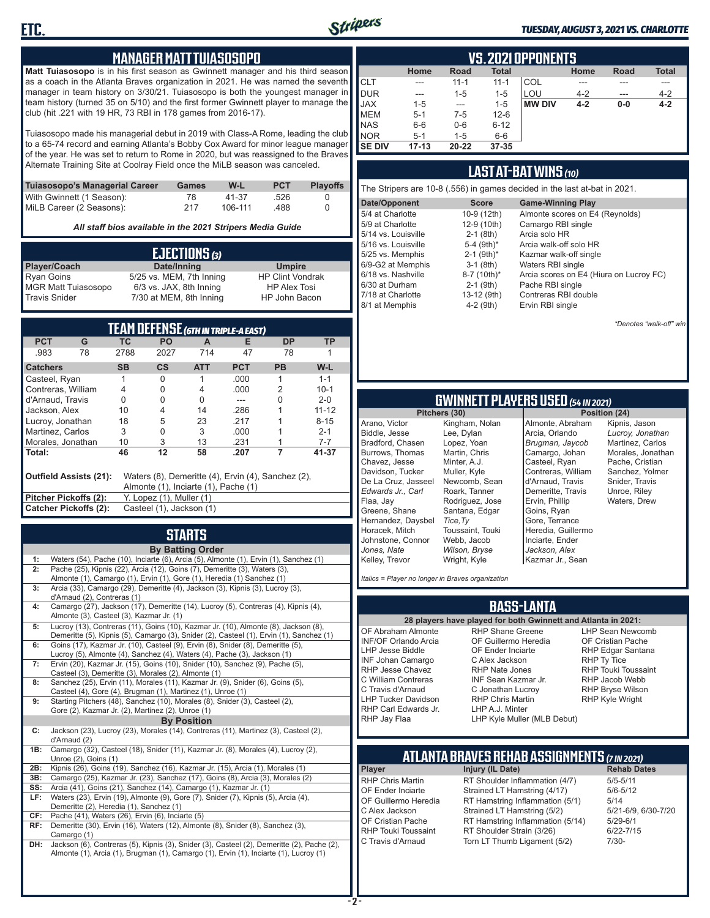## MANAGER MATT TUIASOSOPO

**Matt Tuiasosopo** is in his first season as Gwinnett manager and his third season as a coach in the Atlanta Braves organization in 2021. He was named the seventh manager in team history on 3/30/21. Tuiasosopo is both the youngest manager in team history (turned 35 on 5/10) and the first former Gwinnett player to manage the club (hit .221 with 19 HR, 73 RBI in 178 games from 2016-17).

Tuiasosopo made his managerial debut in 2019 with Class-A Rome, leading the club to a 65-74 record and earning Atlanta's Bobby Cox Award for minor league manager of the year. He was set to return to Rome in 2020, but was reassigned to the Braves Alternate Training Site at Coolray Field once the MiLB season was canceled.

| Tuiasosopo's Managerial Career | Games | W-L | PCT | Playoffs |
|---|---|---|---|---|
| With Gwinnett (1 Season): | 78 | 41-37 | .526 | 0 |
| MiLB Career (2 Seasons): | 217 | 106-111 | .488 | 0 |

*All staff bios available in the 2021 Stripers Media Guide*

## EJECTIONS (3)

| Player/Coach | Date/Inning | Umpire |
|---|---|---|
| Ryan Goins | 5/25 vs. MEM, 7th Inning | HP Clint Vondrak |
| MGR Matt Tuiasosopo | 6/3 vs. JAX, 8th Inning | HP Alex Tosi |
| Travis Snider | 7/30 at MEM, 8th Inning | HP John Bacon |

## TEAM DEFENSE (6TH IN TRIPLE-A EAST)

| PCT | G | TC | PO | A | E | DP | TP |
|---|---|---|---|---|---|---|---|
| .983 | 78 | 2788 | 2027 | 714 | 47 | 78 | 1 |

| Catchers | SB | CS | ATT | PCT | PB | W-L |
|---|---|---|---|---|---|---|
| Casteel, Ryan | 1 | 0 | 1 | .000 | 1 | 1-1 |
| Contreras, William | 4 | 0 | 4 | .000 | 2 | 10-1 |
| d'Arnaud, Travis | 0 | 0 | 0 | --- | 0 | 2-0 |
| Jackson, Alex | 10 | 4 | 14 | .286 | 1 | 11-12 |
| Lucroy, Jonathan | 18 | 5 | 23 | .217 | 1 | 8-15 |
| Martinez, Carlos | 3 | 0 | 3 | .000 | 1 | 2-1 |
| Morales, Jonathan | 10 | 3 | 13 | .231 | 1 | 7-7 |
| **Total:** | **46** | **12** | **58** | **.207** | **7** | **41-37** |

**Outfield Assists (21):** Waters (8), Demeritte (4), Ervin (4), Sanchez (2), Almonte (1), Inciarte (1), Pache (1)
**Pitcher Pickoffs (2):** Y. Lopez (1), Muller (1)
**Catcher Pickoffs (2):** Casteel (1), Jackson (1)

## STARTS

**By Batting Order**

| | |
|---|---|
| 1: | Waters (54), Pache (10), Inciarte (6), Arcia (5), Almonte (1), Ervin (1), Sanchez (1) |
| 2: | Pache (25), Kipnis (22), Arcia (12), Goins (7), Demeritte (3), Waters (3), Almonte (1), Camargo (1), Ervin (1), Gore (1), Heredia (1) Sanchez (1) |
| 3: | Arcia (33), Camargo (29), Demeritte (4), Jackson (3), Kipnis (3), Lucroy (3), d'Arnaud (2), Contreras (1) |
| 4: | Camargo (27), Jackson (17), Demeritte (14), Lucroy (5), Contreras (4), Kipnis (4), Almonte (3), Casteel (3), Kazmar Jr. (1) |
| 5: | Lucroy (13), Contreras (11), Goins (10), Kazmar Jr. (10), Almonte (8), Jackson (8), Demeritte (5), Kipnis (5), Camargo (3), Snider (2), Casteel (1), Ervin (1), Sanchez (1) |
| 6: | Goins (17), Kazmar Jr. (10), Casteel (9), Ervin (8), Snider (8), Demeritte (5), Lucroy (5), Almonte (4), Sanchez (4), Waters (4), Pache (3), Jackson (1) |
| 7: | Ervin (20), Kazmar Jr. (15), Goins (10), Snider (10), Sanchez (9), Pache (5), Casteel (3), Demeritte (3), Morales (2), Almonte (1) |
| 8: | Sanchez (25), Ervin (11), Morales (11), Kazmar Jr. (9), Snider (6), Goins (5), Casteel (4), Gore (4), Brugman (1), Martinez (1), Unroe (1) |
| 9: | Starting Pitchers (48), Sanchez (10), Morales (8), Snider (3), Casteel (2), Gore (2), Kazmar Jr. (2), Martinez (2), Unroe (1) |

**By Position**

| | |
|---|---|
| C: | Jackson (23), Lucroy (23), Morales (14), Contreras (11), Martinez (3), Casteel (2), d'Arnaud (2) |
| 1B: | Camargo (32), Casteel (18), Snider (11), Kazmar Jr. (8), Morales (4), Lucroy (2), Unroe (2), Goins (1) |
| 2B: | Kipnis (26), Goins (19), Sanchez (16), Kazmar Jr. (15), Arcia (1), Morales (1) |
| 3B: | Camargo (25), Kazmar Jr. (23), Sanchez (17), Goins (8), Arcia (3), Morales (2) |
| SS: | Arcia (41), Goins (21), Sanchez (14), Camargo (1), Kazmar Jr. (1) |
| LF: | Waters (23), Ervin (19), Almonte (9), Gore (7), Snider (7), Kipnis (5), Arcia (4), Demeritte (2), Heredia (1), Sanchez (1) |
| CF: | Pache (41), Waters (26), Ervin (6), Inciarte (5) |
| RF: | Demeritte (30), Ervin (16), Waters (12), Almonte (8), Snider (8), Sanchez (3), Camargo (1) |
| DH: | Jackson (6), Contreras (5), Kipnis (3), Snider (3), Casteel (2), Demeritte (2), Pache (2), Almonte (1), Arcia (1), Brugman (1), Camargo (1), Ervin (1), Inciarte (1), Lucroy (1) |

## VS. 2021 OPPONENTS

| | Home | Road | Total | | Home | Road | Total |
|---|---|---|---|---|---|---|---|
| CLT | --- | 11-1 | 11-1 | COL | --- | --- | --- |
| DUR | --- | 1-5 | 1-5 | LOU | 4-2 | --- | 4-2 |
| JAX | 1-5 | --- | 1-5 | **MW DIV** | **4-2** | **0-0** | **4-2** |
| MEM | 5-1 | 7-5 | 12-6 | | | | |
| NAS | 6-6 | 0-6 | 6-12 | | | | |
| NOR | 5-1 | 1-5 | 6-6 | | | | |
| **SE DIV** | **17-13** | **20-22** | **37-35** | | | | |

## LAST AT-BAT WINS (10)

The Stripers are 10-8 (.556) in games decided in the last at-bat in 2021.

| Date/Opponent | Score | Game-Winning Play |
|---|---|---|
| 5/4 at Charlotte | 10-9 (12th) | Almonte scores on E4 (Reynolds) |
| 5/9 at Charlotte | 12-9 (10th) | Camargo RBI single |
| 5/14 vs. Louisville | 2-1 (8th) | Arcia solo HR |
| 5/16 vs. Louisville | 5-4 (9th)* | Arcia walk-off solo HR |
| 5/25 vs. Memphis | 2-1 (9th)* | Kazmar walk-off single |
| 6/9-G2 at Memphis | 3-1 (8th) | Waters RBI single |
| 6/18 vs. Nashville | 8-7 (10th)* | Arcia scores on E4 (Hiura on Lucroy FC) |
| 6/30 at Durham | 2-1 (9th) | Pache RBI single |
| 7/18 at Charlotte | 13-12 (9th) | Contreras RBI double |
| 8/1 at Memphis | 4-2 (9th) | Ervin RBI single |

*\*Denotes "walk-off" win*

## GWINNETT PLAYERS USED (54 IN 2021)

| Pitchers (30) | | Position (24) | |
|---|---|---|---|
| Arano, Victor | Kingham, Nolan | Almonte, Abraham | Kipnis, Jason |
| Biddle, Jesse | Lee, Dylan | Arcia, Orlando | *Lucroy, Jonathan* |
| Bradford, Chasen | Lopez, Yoan | *Brugman, Jaycob* | Martinez, Carlos |
| Burrows, Thomas | Martin, Chris | Camargo, Johan | Morales, Jonathan |
| Chavez, Jesse | Minter, A.J. | Casteel, Ryan | Pache, Cristian |
| Davidson, Tucker | Muller, Kyle | Contreras, William | Sanchez, Yolmer |
| De La Cruz, Jasseel | Newcomb, Sean | d'Arnaud, Travis | Snider, Travis |
| *Edwards Jr., Carl* | Roark, Tanner | Demeritte, Travis | Unroe, Riley |
| Flaa, Jay | Rodriguez, Jose | Ervin, Phillip | Waters, Drew |
| Greene, Shane | Santana, Edgar | Goins, Ryan | |
| Hernandez, Daysbel | *Tice,Ty* | Gore, Terrance | |
| Horacek, Mitch | Toussaint, Touki | Heredia, Guillermo | |
| Johnstone, Connor | Webb, Jacob | Inciarte, Ender | |
| *Jones, Nate* | *Wilson, Bryse* | Jackson, Alex | |
| Kelley, Trevor | Wright, Kyle | Kazmar Jr., Sean | |

*Italics = Player no longer in Braves organization*

## BASS-LANTA

**28 players have played for both Gwinnett and Atlanta in 2021:**

| | | |
|---|---|---|
| OF Abraham Almonte | RHP Shane Greene | LHP Sean Newcomb |
| INF/OF Orlando Arcia | OF Guillermo Heredia | OF Cristian Pache |
| LHP Jesse Biddle | OF Ender Inciarte | RHP Edgar Santana |
| INF Johan Camargo | C Alex Jackson | RHP Ty Tice |
| RHP Jesse Chavez | RHP Nate Jones | RHP Touki Toussaint |
| C William Contreras | INF Sean Kazmar Jr. | RHP Jacob Webb |
| C Travis d'Arnaud | C Jonathan Lucroy | RHP Bryse Wilson |
| LHP Tucker Davidson | RHP Chris Martin | RHP Kyle Wright |
| RHP Carl Edwards Jr. | LHP A.J. Minter | |
| RHP Jay Flaa | LHP Kyle Muller (MLB Debut) | |

## ATLANTA BRAVES REHAB ASSIGNMENTS (7 IN 2021)

| Player | Injury (IL Date) | Rehab Dates |
|---|---|---|
| RHP Chris Martin | RT Shoulder Inflammation (4/7) | 5/5-5/11 |
| OF Ender Inciarte | Strained LT Hamstring (4/17) | 5/6-5/12 |
| OF Guillermo Heredia | RT Hamstring Inflammation (5/1) | 5/14 |
| C Alex Jackson | Strained LT Hamstring (5/2) | 5/21-6/9, 6/30-7/20 |
| OF Cristian Pache | RT Hamstring Inflammation (5/14) | 5/29-6/1 |
| RHP Touki Toussaint | RT Shoulder Strain (3/26) | 6/22-7/15 |
| C Travis d'Arnaud | Torn LT Thumb Ligament (5/2) | 7/30- |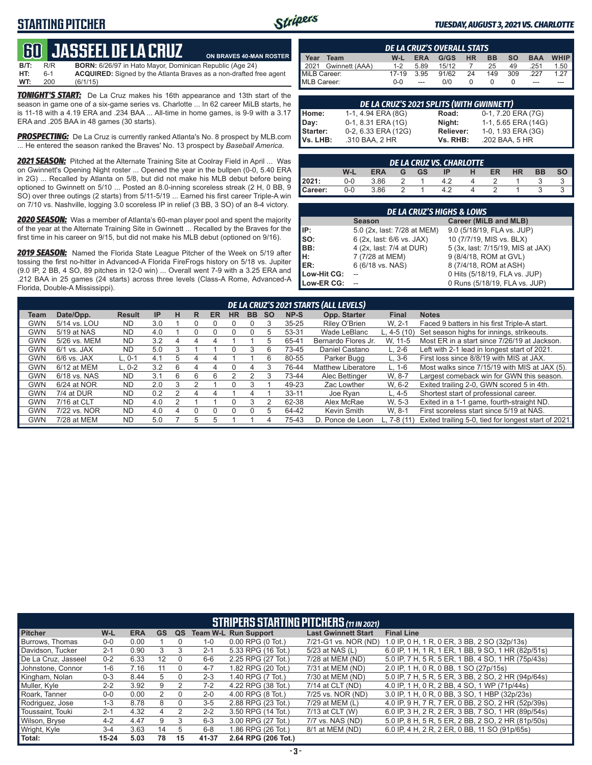## STARTING PITCHER

**TUESDAY, AUGUST 3, 2021 VS. CHARLOTTE**

# 60 JASSEEL DE LA CRUZ

**ON BRAVES 40-MAN ROSTER**

**B/T:** R/R **BORN:** 6/26/97 in Hato Mayor, Dominican Republic (Age 24)
**HT:** 6-1 **ACQUIRED:** Signed by the Atlanta Braves as a non-drafted free agent
**WT:** 200 (6/1/15)

***TONIGHT'S START:*** De La Cruz makes his 16th appearance and 13th start of the season in game one of a six-game series vs. Charlotte ... In 62 career MiLB starts, he is 11-18 with a 4.19 ERA and .234 BAA ... All-time in home games, is 9-9 with a 3.17 ERA and .205 BAA in 48 games (30 starts).

***PROSPECTING:*** De La Cruz is currently ranked Atlanta's No. 8 prospect by MLB.com ... He entered the season ranked the Braves' No. 13 prospect by *Baseball America*.

***2021 SEASON:*** Pitched at the Alternate Training Site at Coolray Field in April ... Was on Gwinnett's Opening Night roster ... Opened the year in the bullpen (0-0, 5.40 ERA in 2G) ... Recalled by Atlanta on 5/8, but did not make his MLB debut before being optioned to Gwinnett on 5/10 ... Posted an 8.0-inning scoreless streak (2 H, 0 BB, 9 SO) over three outings (2 starts) from 5/11-5/19 ... Earned his first career Triple-A win on 7/10 vs. Nashville, logging 3.0 scoreless IP in relief (3 BB, 3 SO) of an 8-4 victory.

***2020 SEASON:*** Was a member of Atlanta's 60-man player pool and spent the majority of the year at the Alternate Training Site in Gwinnett ... Recalled by the Braves for the first time in his career on 9/15, but did not make his MLB debut (optioned on 9/16).

***2019 SEASON:*** Named the Florida State League Pitcher of the Week on 5/19 after tossing the first no-hitter in Advanced-A Florida FireFrogs history on 5/18 vs. Jupiter (9.0 IP, 2 BB, 4 SO, 89 pitches in 12-0 win) ... Overall went 7-9 with a 3.25 ERA and .212 BAA in 25 games (24 starts) across three levels (Class-A Rome, Advanced-A Florida, Double-A Mississippi).

### DE LA CRUZ'S OVERALL STATS

| Year | Team | W-L | ERA | G/GS | HR | BB | SO | BAA | WHIP |
|---|---|---|---|---|---|---|---|---|---|
| 2021 | Gwinnett (AAA) | 1-2 | 5.89 | 15/12 | 7 | 25 | 49 | .251 | 1.50 |
| MiLB Career: | | 17-19 | 3.95 | 91/62 | 24 | 149 | 309 | .227 | 1.27 |
| MLB Career: | | 0-0 | --- | 0/0 | 0 | 0 | 0 | --- | --- |

### DE LA CRUZ'S 2021 SPLITS (WITH GWINNETT)

| | | | |
|---|---|---|---|
| Home: | 1-1, 4.94 ERA (8G) | Road: | 0-1, 7.20 ERA (7G) |
| Day: | 0-1, 8.31 ERA (1G) | Night: | 1-1, 5.65 ERA (14G) |
| Starter: | 0-2, 6.33 ERA (12G) | Reliever: | 1-0, 1.93 ERA (3G) |
| Vs. LHB: | .310 BAA, 2 HR | Vs. RHB: | .202 BAA, 5 HR |

### DE LA CRUZ VS. CHARLOTTE

| | W-L | ERA | G | GS | IP | H | ER | HR | BB | SO |
|---|---|---|---|---|---|---|---|---|---|---|
| 2021: | 0-0 | 3.86 | 2 | 1 | 4.2 | 4 | 2 | 1 | 3 | 3 |
| Career: | 0-0 | 3.86 | 2 | 1 | 4.2 | 4 | 2 | 1 | 3 | 3 |

### DE LA CRUZ'S HIGHS & LOWS

| | Season | Career (MiLB and MLB) |
|---|---|---|
| IP: | 5.0 (2x, last: 7/28 at MEM) | 9.0 (5/18/19, FLA vs. JUP) |
| SO: | 6 (2x, last: 6/6 vs. JAX) | 10 (7/7/19, MIS vs. BLX) |
| BB: | 4 (2x, last: 7/4 at DUR) | 5 (3x, last: 7/15/19, MIS at JAX) |
| H: | 7 (7/28 at MEM) | 9 (8/4/18, ROM at GVL) |
| ER: | 6 (6/18 vs. NAS) | 8 (7/4/18, ROM at ASH) |
| Low-Hit CG: | -- | 0 Hits (5/18/19, FLA vs. JUP) |
| Low-ER CG: | -- | 0 Runs (5/18/19, FLA vs. JUP) |

### DE LA CRUZ'S 2021 STARTS (ALL LEVELS)

| Team | Date/Opp. | Result | IP | H | R | ER | HR | BB | SO | NP-S | Opp. Starter | Final | Notes |
|---|---|---|---|---|---|---|---|---|---|---|---|---|---|
| GWN | 5/14 vs. LOU | ND | 3.0 | 1 | 0 | 0 | 0 | 0 | 3 | 35-25 | Riley O'Brien | W, 2-1 | Faced 9 batters in his first Triple-A start. |
| GWN | 5/19 at NAS | ND | 4.0 | 1 | 0 | 0 | 0 | 0 | 5 | 53-31 | Wade LeBlanc | L, 4-5 (10) | Set season highs for innings, strikeouts. |
| GWN | 5/26 vs. MEM | ND | 3.2 | 4 | 4 | 4 | 1 | 1 | 5 | 65-41 | Bernardo Flores Jr. | W, 11-5 | Most ER in a start since 7/26/19 at Jackson. |
| GWN | 6/1 vs. JAX | ND | 5.0 | 3 | 1 | 1 | 0 | 3 | 6 | 73-45 | Daniel Castano | L, 2-6 | Left with 2-1 lead in longest start of 2021. |
| GWN | 6/6 vs. JAX | L, 0-1 | 4.1 | 5 | 4 | 4 | 1 | 1 | 6 | 80-55 | Parker Bugg | L, 3-6 | First loss since 8/8/19 with MIS at JAX. |
| GWN | 6/12 at MEM | L, 0-2 | 3.2 | 6 | 4 | 4 | 0 | 4 | 3 | 76-44 | Matthew Liberatore | L, 1-6 | Most walks since 7/15/19 with MIS at JAX (5). |
| GWN | 6/18 vs. NAS | ND | 3.1 | 6 | 6 | 6 | 2 | 2 | 3 | 73-44 | Alec Bettinger | W, 8-7 | Largest comeback win for GWN this season. |
| GWN | 6/24 at NOR | ND | 2.0 | 3 | 2 | 1 | 0 | 3 | 1 | 49-23 | Zac Lowther | W, 6-2 | Exited trailing 2-0, GWN scored 5 in 4th. |
| GWN | 7/4 at DUR | ND | 0.2 | 2 | 4 | 4 | 1 | 4 | 1 | 33-11 | Joe Ryan | L, 4-5 | Shortest start of professional career. |
| GWN | 7/16 at CLT | ND | 4.0 | 2 | 1 | 1 | 0 | 3 | 2 | 62-38 | Alex McRae | W, 5-3 | Exited in a 1-1 game, fourth-straight ND. |
| GWN | 7/22 vs. NOR | ND | 4.0 | 4 | 0 | 0 | 0 | 0 | 5 | 64-42 | Kevin Smith | W, 8-1 | First scoreless start since 5/19 at NAS. |
| GWN | 7/28 at MEM | ND | 5.0 | 7 | 5 | 5 | 1 | 1 | 4 | 75-43 | D. Ponce de Leon | L, 7-8 (11) | Exited trailing 5-0, tied for longest start of 2021. |

### STRIPERS STARTING PITCHERS (11 IN 2021)

| Pitcher | W-L | ERA | GS | QS | Team W-L | Run Support | Last Gwinnett Start | Final Line |
|---|---|---|---|---|---|---|---|---|
| Burrows, Thomas | 0-0 | 0.00 | 1 | 0 | 1-0 | 0.00 RPG (0 Tot.) | 7/21-G1 vs. NOR (ND) | 1.0 IP, 0 H, 1 R, 0 ER, 3 BB, 2 SO (32p/13s) |
| Davidson, Tucker | 2-1 | 0.90 | 3 | 3 | 2-1 | 5.33 RPG (16 Tot.) | 5/23 at NAS (L) | 6.0 IP, 1 H, 1 R, 1 ER, 1 BB, 9 SO, 1 HR (82p/51s) |
| De La Cruz, Jasseel | 0-2 | 6.33 | 12 | 0 | 6-6 | 2.25 RPG (27 Tot.) | 7/28 at MEM (ND) | 5.0 IP, 7 H, 5 R, 5 ER, 1 BB, 4 SO, 1 HR (75p/43s) |
| Johnstone, Connor | 1-6 | 7.16 | 11 | 0 | 4-7 | 1.82 RPG (20 Tot.) | 7/31 at MEM (ND) | 2.0 IP, 1 H, 0 R, 0 BB, 1 SO (27p/15s) |
| Kingham, Nolan | 0-3 | 8.44 | 5 | 0 | 2-3 | 1.40 RPG (7 Tot.) | 7/30 at MEM (ND) | 5.0 IP, 7 H, 5 R, 5 ER, 3 BB, 2 SO, 2 HR (94p/64s) |
| Muller, Kyle | 2-2 | 3.92 | 9 | 2 | 7-2 | 4.22 RPG (38 Tot.) | 7/14 at CLT (ND) | 4.0 IP, 1 H, 0 R, 2 BB, 4 SO, 1 WP (71p/44s) |
| Roark, Tanner | 0-0 | 0.00 | 2 | 0 | 2-0 | 4.00 RPG (8 Tot.) | 7/25 vs. NOR (ND) | 3.0 IP, 1 H, 0 R, 0 BB, 3 SO, 1 HBP (32p/23s) |
| Rodriguez, Jose | 1-3 | 8.78 | 8 | 0 | 3-5 | 2.88 RPG (23 Tot.) | 7/29 at MEM (L) | 4.0 IP, 9 H, 7 R, 7 ER, 0 BB, 2 SO, 2 HR (52p/39s) |
| Toussaint, Touki | 2-1 | 4.32 | 4 | 2 | 2-2 | 3.50 RPG (14 Tot.) | 7/13 at CLT (W) | 6.0 IP, 3 H, 2 R, 2 ER, 3 BB, 7 SO, 1 HR (89p/54s) |
| Wilson, Bryse | 4-2 | 4.47 | 9 | 3 | 6-3 | 3.00 RPG (27 Tot.) | 7/7 vs. NAS (ND) | 5.0 IP, 8 H, 5 R, 5 ER, 2 BB, 2 SO, 2 HR (81p/50s) |
| Wright, Kyle | 3-4 | 3.63 | 14 | 5 | 6-8 | 1.86 RPG (26 Tot.) | 8/1 at MEM (ND) | 6.0 IP, 4 H, 2 R, 2 ER, 0 BB, 11 SO (91p/65s) |
| Total: | 15-24 | 5.03 | 78 | 15 | 41-37 | 2.64 RPG (206 Tot.) | | |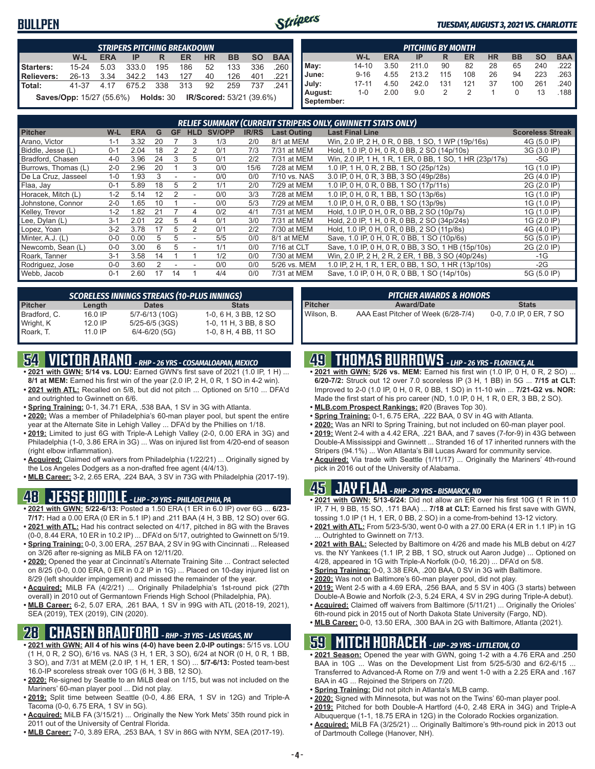# BULLPEN

*TUESDAY, AUGUST 3, 2021 VS. CHARLOTTE*

| STRIPERS PITCHING BREAKDOWN | W-L | ERA | IP | R | ER | HR | BB | SO | BAA |
|---|---|---|---|---|---|---|---|---|---|
| Starters: | 15-24 | 5.03 | 333.0 | 195 | 186 | 52 | 133 | 336 | .260 |
| Relievers: | 26-13 | 3.34 | 342.2 | 143 | 127 | 40 | 126 | 401 | .221 |
| Total: | 41-37 | 4.17 | 675.2 | 338 | 313 | 92 | 259 | 737 | .241 |

**Saves/Opp:** 15/27 (55.6%) **Holds:** 30 **IR/Scored:** 53/21 (39.6%)

| PITCHING BY MONTH | W-L | ERA | IP | R | ER | HR | BB | SO | BAA |
|---|---|---|---|---|---|---|---|---|---|
| May: | 14-10 | 3.50 | 211.0 | 90 | 82 | 28 | 65 | 240 | .222 |
| June: | 9-16 | 4.55 | 213.2 | 115 | 108 | 26 | 94 | 223 | .263 |
| July: | 17-11 | 4.50 | 242.0 | 131 | 121 | 37 | 100 | 261 | .240 |
| August: | 1-0 | 2.00 | 9.0 | 2 | 2 | 1 | 0 | 13 | .188 |
| September: | | | | | | | | | |

## RELIEF SUMMARY (CURRENT STRIPERS ONLY, GWINNETT STATS ONLY)

| Pitcher | W-L | ERA | G | GF | HLD | SV/OPP | IR/RS | Last Outing | Last Final Line | Scoreless Streak |
|---|---|---|---|---|---|---|---|---|---|---|
| Arano, Victor | 1-1 | 3.32 | 20 | 7 | 3 | 1/3 | 2/0 | 8/1 at MEM | Win, 2.0 IP, 2 H, 0 R, 0 BB, 1 SO, 1 WP (19p/16s) | 4G (5.0 IP) |
| Biddle, Jesse (L) | 0-1 | 2.04 | 18 | 2 | 2 | 0/1 | 7/3 | 7/31 at MEM | Hold, 1.0 IP, 0 H, 0 R, 0 BB, 2 SO (14p/10s) | 3G (3.0 IP) |
| Bradford, Chasen | 4-0 | 3.96 | 24 | 3 | 5 | 0/1 | 2/2 | 7/31 at MEM | Win, 2.0 IP, 1 H, 1 R, 1 ER, 0 BB, 1 SO, 1 HR (23p/17s) | -5G |
| Burrows, Thomas (L) | 2-0 | 2.96 | 20 | 1 | 3 | 0/0 | 15/6 | 7/28 at MEM | 1.0 IP, 1 H, 0 R, 2 BB, 1 SO (25p/12s) | 1G (1.0 IP) |
| De La Cruz, Jasseel | 1-0 | 1.93 | 3 | - | - | 0/0 | 0/0 | 7/10 vs. NAS | 3.0 IP, 0 H, 0 R, 3 BB, 3 SO (49p/28s) | 2G (4.0 IP) |
| Flaa, Jay | 0-1 | 5.89 | 18 | 5 | 2 | 1/1 | 2/0 | 7/29 at MEM | 1.0 IP, 0 H, 0 R, 0 BB, 1 SO (17p/11s) | 2G (2.0 IP) |
| Horacek, Mitch (L) | 1-2 | 5.14 | 12 | 2 | - | 0/0 | 3/3 | 7/28 at MEM | 1.0 IP, 0 H, 0 R, 1 BB, 1 SO (13p/6s) | 1G (1.0 IP) |
| Johnstone, Connor | 2-0 | 1.65 | 10 | 1 | - | 0/0 | 5/3 | 7/29 at MEM | 1.0 IP, 0 H, 0 R, 0 BB, 1 SO (13p/9s) | 1G (1.0 IP) |
| Kelley, Trevor | 1-2 | 1.82 | 21 | 7 | 4 | 0/2 | 4/1 | 7/31 at MEM | Hold, 1.0 IP, 0 H, 0 R, 0 BB, 2 SO (10p/7s) | 1G (1.0 IP) |
| Lee, Dylan (L) | 3-1 | 2.01 | 22 | 5 | 4 | 0/1 | 3/0 | 7/31 at MEM | Hold, 2.0 IP, 1 H, 0 R, 0 BB, 2 SO (34p/24s) | 1G (2.0 IP) |
| Lopez, Yoan | 3-2 | 3.78 | 17 | 5 | 2 | 0/1 | 2/2 | 7/30 at MEM | Hold, 1.0 IP, 0 H, 0 R, 0 BB, 2 SO (11p/8s) | 4G (4.0 IP) |
| Minter, A.J. (L) | 0-0 | 0.00 | 5 | 5 | - | 5/5 | 0/0 | 8/1 at MEM | Save, 1.0 IP, 0 H, 0 R, 0 BB, 1 SO (10p/6s) | 5G (5.0 IP) |
| Newcomb, Sean (L) | 0-0 | 3.00 | 6 | 5 | - | 1/1 | 0/0 | 7/16 at CLT | Save, 1.0 IP, 0 H, 0 R, 0 BB, 3 SO, 1 HB (15p/10s) | 2G (2.0 IP) |
| Roark, Tanner | 3-1 | 3.58 | 14 | 1 | 1 | 1/2 | 0/0 | 7/30 at MEM | Win, 2.0 IP, 2 H, 2 R, 2 ER, 1 BB, 3 SO (40p/24s) | -1G |
| Rodriguez, Jose | 0-0 | 3.60 | 2 | - | - | 0/0 | 0/0 | 5/26 vs. MEM | 1.0 IP, 2 H, 1 R, 1 ER, 0 BB, 1 SO, 1 HR (13p/10s) | -2G |
| Webb, Jacob | 0-1 | 2.60 | 17 | 14 | 1 | 4/4 | 0/0 | 7/31 at MEM | Save, 1.0 IP, 0 H, 0 R, 0 BB, 1 SO (14p/10s) | 5G (5.0 IP) |

## SCORELESS INNINGS STREAKS (10-PLUS INNINGS)

| Pitcher | Length | Dates | Stats |
|---|---|---|---|
| Bradford, C. | 16.0 IP | 5/7-6/13 (10G) | 1-0, 6 H, 3 BB, 12 SO |
| Wright, K | 12.0 IP | 5/25-6/5 (3GS) | 1-0, 11 H, 3 BB, 8 SO |
| Roark, T. | 11.0 IP | 6/4-6/20 (5G) | 1-0, 8 H, 4 BB, 11 SO |

## PITCHER AWARDS & HONORS

| Pitcher | Award/Date | Stats |
|---|---|---|
| Wilson, B. | AAA East Pitcher of Week (6/28-7/4) | 0-0, 7.0 IP, 0 ER, 7 SO |

## 54 VICTOR ARANO - RHP - 26 YRS - COSAMALOAPAN, MEXICO

- **2021 with GWN: 5/14 vs. LOU:** Earned GWN's first save of 2021 (1.0 IP, 1 H) ... **8/1 at MEM:** Earned his first win of the year (2.0 IP, 2 H, 0 R, 1 SO in 4-2 win).
- **2021 with ATL:** Recalled on 5/8, but did not pitch ... Optioned on 5/10 ... DFA'd and outrighted to Gwinnett on 6/6.
- **Spring Training:** 0-1, 34.71 ERA, .538 BAA, 1 SV in 3G with Atlanta.
- **2020:** Was a member of Philadelphia's 60-man player pool, but spent the entire year at the Alternate Site in Lehigh Valley ... DFA'd by the Phillies on 1/18.
- **2019:** Limited to just 6G with Triple-A Lehigh Valley (2-0, 0.00 ERA in 3G) and Philadelphia (1-0, 3.86 ERA in 3G) ... Was on injured list from 4/20-end of season (right elbow inflammation).
- **Acquired:** Claimed off waivers from Philadelphia (1/22/21) ... Originally signed by the Los Angeles Dodgers as a non-drafted free agent (4/4/13).
- **MLB Career:** 3-2, 2.65 ERA, .224 BAA, 3 SV in 73G with Philadelphia (2017-19).

## 48 JESSE BIDDLE - LHP - 29 YRS - PHILADELPHIA, PA

- **2021 with GWN: 5/22-6/13:** Posted a 1.50 ERA (1 ER in 6.0 IP) over 6G ... **6/23-7/17:** Had a 0.00 ERA (0 ER in 5.1 IP) and .211 BAA (4 H, 3 BB, 12 SO) over 6G.
- **2021 with ATL:** Had his contract selected on 4/17, pitched in 8G with the Braves (0-0, 8.44 ERA, 10 ER in 10.2 IP) ... DFA'd on 5/17, outrighted to Gwinnett on 5/19.
- **Spring Training:** 0-0, 3.00 ERA, .257 BAA, 2 SV in 9G with Cincinnati ... Released on 3/26 after re-signing as MiLB FA on 12/11/20.
- **2020:** Opened the year at Cincinnati's Alternate Training Site ... Contract selected on 8/25 (0-0, 0.00 ERA, 0 ER in 0.2 IP in 1G) ... Placed on 10-day injured list on 8/29 (left shoulder impingement) and missed the remainder of the year.
- **Acquired:** MiLB FA (4/2/21) ... Originally Philadelphia's 1st-round pick (27th overall) in 2010 out of Germantown Friends High School (Philadelphia, PA).
- **MLB Career:** 6-2, 5.07 ERA, .261 BAA, 1 SV in 99G with ATL (2018-19, 2021), SEA (2019), TEX (2019), CIN (2020).

## 28 CHASEN BRADFORD - RHP - 31 YRS - LAS VEGAS, NV

- **2021 with GWN: All 4 of his wins (4-0) have been 2.0-IP outings:** 5/15 vs. LOU (1 H, 0 R, 2 SO), 6/16 vs. NAS (3 H, 1 ER, 3 SO), 6/24 at NOR (0 H, 0 R, 1 BB, 3 SO), and 7/31 at MEM (2.0 IP, 1 H, 1 ER, 1 SO) ... **5/7-6/13:** Posted team-best 16.0-IP scoreless streak over 10G (6 H, 3 BB, 12 SO).
- **2020:** Re-signed by Seattle to an MiLB deal on 1/15, but was not included on the Mariners' 60-man player pool ... Did not play.
- **2019:** Split time between Seattle (0-0, 4.86 ERA, 1 SV in 12G) and Triple-A Tacoma (0-0, 6.75 ERA, 1 SV in 5G).
- **Acquired:** MiLB FA (3/15/21) ... Originally the New York Mets' 35th round pick in 2011 out of the University of Central Florida.
- **MLB Career:** 7-0, 3.89 ERA, .253 BAA, 1 SV in 86G with NYM, SEA (2017-19).

## 49 THOMAS BURROWS - LHP - 26 YRS - FLORENCE, AL

- **2021 with GWN: 5/26 vs. MEM:** Earned his first win (1.0 IP, 0 H, 0 R, 2 SO) ... **6/20-7/2:** Struck out 12 over 7.0 scoreless IP (3 H, 1 BB) in 5G ... **7/15 at CLT:** Improved to 2-0 (1.0 IP, 0 H, 0 R, 0 BB, 1 SO) in 11-10 win ... **7/21-G2 vs. NOR:** Made the first start of his pro career (ND, 1.0 IP, 0 H, 1 R, 0 ER, 3 BB, 2 SO).
- **MLB.com Prospect Rankings:** #20 (Braves Top 30).
- **Spring Training:** 0-1, 6.75 ERA, .222 BAA, 0 SV in 4G with Atlanta.
- **2020:** Was an NRI to Spring Training, but not included on 60-man player pool.
- **2019:** Went 2-4 with a 4.42 ERA, .221 BAA, and 7 saves (7-for-9) in 43G between Double-A Mississippi and Gwinnett ... Stranded 16 of 17 inherited runners with the Stripers (94.1%) ... Won Atlanta's Bill Lucas Award for community service.
- **Acquired:** Via trade with Seattle (1/11/17) ... Originally the Mariners' 4th-round pick in 2016 out of the University of Alabama.

## 45 JAY FLAA - RHP - 29 YRS - BISMARCK, ND

- **2021 with GWN: 5/13-6/24:** Did not allow an ER over his first 10G (1 R in 11.0 IP, 7 H, 9 BB, 15 SO, .171 BAA) ... **7/18 at CLT:** Earned his first save with GWN, tossing 1.0 IP (1 H, 1 ER, 0 BB, 2 SO) in a come-from-behind 13-12 victory.
- **2021 with ATL:** From 5/23-5/30, went 0-0 with a 27.00 ERA (4 ER in 1.1 IP) in 1G ... Outrighted to Gwinnett on 7/13.
- **2021 with BAL:** Selected by Baltimore on 4/26 and made his MLB debut on 4/27 vs. the NY Yankees (1.1 IP, 2 BB, 1 SO, struck out Aaron Judge) ... Optioned on 4/28, appeared in 1G with Triple-A Norfolk (0-0, 16.20) ... DFA'd on 5/8.
- **Spring Training:** 0-0, 3.38 ERA, .200 BAA, 0 SV in 3G with Baltimore.
- **2020:** Was not on Baltimore's 60-man player pool, did not play.
- **2019:** Went 2-5 with a 4.69 ERA, .256 BAA, and 5 SV in 40G (3 starts) between Double-A Bowie and Norfolk (2-3, 5.24 ERA, 4 SV in 29G during Triple-A debut).
- **Acquired:** Claimed off waivers from Baltimore (5/11/21) ... Originally the Orioles' 6th-round pick in 2015 out of North Dakota State University (Fargo, ND).
- **MLB Career:** 0-0, 13.50 ERA, .300 BAA in 2G with Baltimore, Atlanta (2021).

## 59 MITCH HORACEK - LHP - 29 YRS - LITTLETON, CO

- **2021 Season:** Opened the year with GWN, going 1-2 with a 4.76 ERA and .250 BAA in 10G ... Was on the Development List from 5/25-5/30 and 6/2-6/15 ... Transferred to Advanced-A Rome on 7/9 and went 1-0 with a 2.25 ERA and .167 BAA in 4G ... Rejoined the Stripers on 7/20.
- **Spring Training:** Did not pitch in Atlanta's MLB camp.
- **2020:** Signed with Minnesota, but was not on the Twins' 60-man player pool.
- **2019:** Pitched for both Double-A Hartford (4-0, 2.48 ERA in 34G) and Triple-A Albuquerque (1-1, 18.75 ERA in 12G) in the Colorado Rockies organization.
- **Acquired:** MiLB FA (3/25/21) ... Originally Baltimore's 9th-round pick in 2013 out of Dartmouth College (Hanover, NH).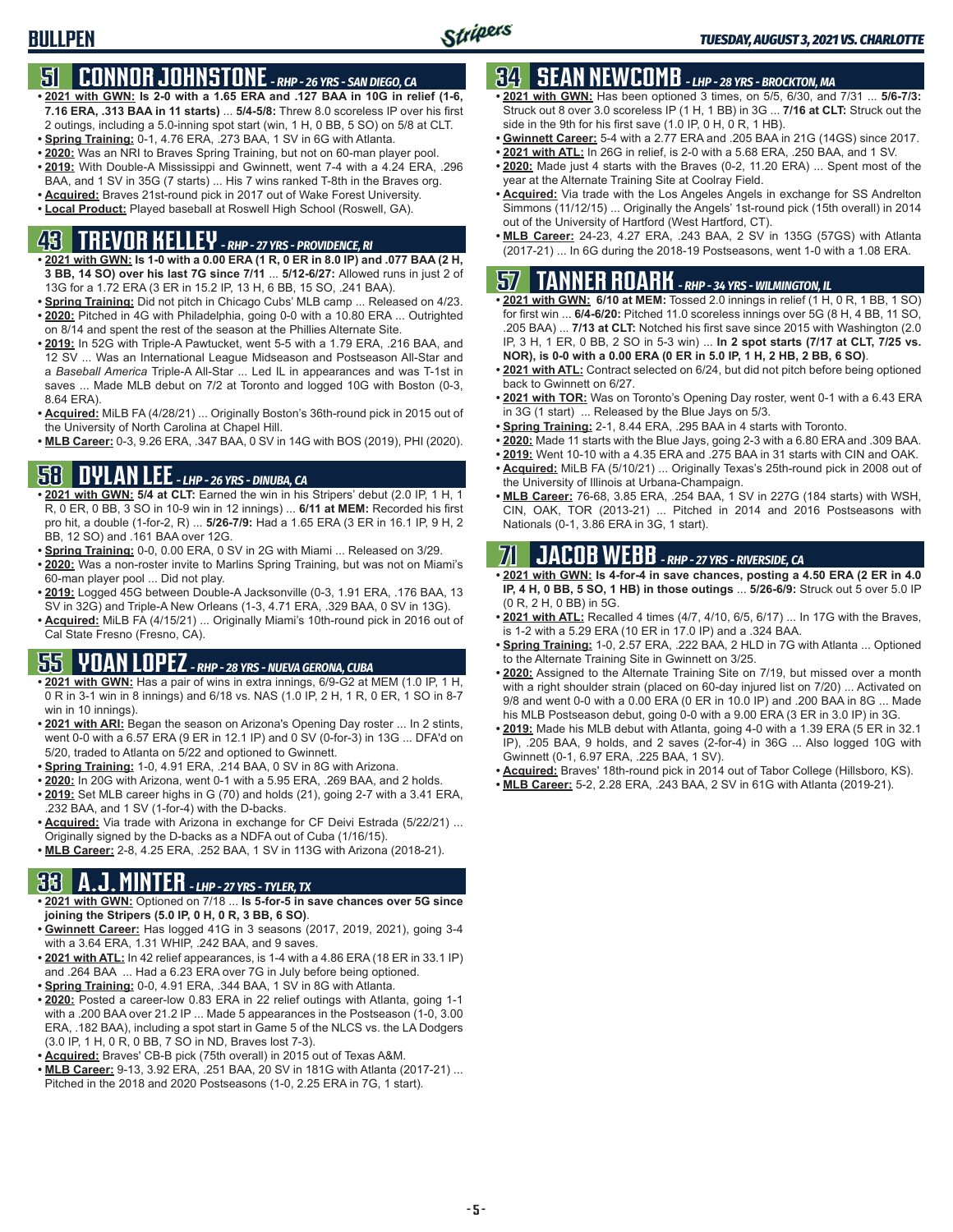# BULLPEN

## 51 CONNOR JOHNSTONE - RHP - 26 YRS - SAN DIEGO, CA

- **2021 with GWN: Is 2-0 with a 1.65 ERA and .127 BAA in 10G in relief (1-6, 7.16 ERA, .313 BAA in 11 starts)** ... **5/4-5/8:** Threw 8.0 scoreless IP over his first 2 outings, including a 5.0-inning spot start (win, 1 H, 0 BB, 5 SO) on 5/8 at CLT.
- **Spring Training:** 0-1, 4.76 ERA, .273 BAA, 1 SV in 6G with Atlanta.
- **2020:** Was an NRI to Braves Spring Training, but not on 60-man player pool.
- **2019:** With Double-A Mississippi and Gwinnett, went 7-4 with a 4.24 ERA, .296 BAA, and 1 SV in 35G (7 starts) ... His 7 wins ranked T-8th in the Braves org.
- **Acquired:** Braves 21st-round pick in 2017 out of Wake Forest University.
- **Local Product:** Played baseball at Roswell High School (Roswell, GA).

## 43 TREVOR KELLEY - RHP - 27 YRS - PROVIDENCE, RI

- **2021 with GWN: Is 1-0 with a 0.00 ERA (1 R, 0 ER in 8.0 IP) and .077 BAA (2 H, 3 BB, 14 SO) over his last 7G since 7/11** ... **5/12-6/27:** Allowed runs in just 2 of 13G for a 1.72 ERA (3 ER in 15.2 IP, 13 H, 6 BB, 15 SO, .241 BAA).
- **Spring Training:** Did not pitch in Chicago Cubs' MLB camp ... Released on 4/23.
- **2020:** Pitched in 4G with Philadelphia, going 0-0 with a 10.80 ERA ... Outrighted on 8/14 and spent the rest of the season at the Phillies Alternate Site.
- **2019:** In 52G with Triple-A Pawtucket, went 5-5 with a 1.79 ERA, .216 BAA, and 12 SV ... Was an International League Midseason and Postseason All-Star and a *Baseball America* Triple-A All-Star ... Led IL in appearances and was T-1st in saves ... Made MLB debut on 7/2 at Toronto and logged 10G with Boston (0-3, 8.64 ERA).
- **Acquired:** MiLB FA (4/28/21) ... Originally Boston's 36th-round pick in 2015 out of the University of North Carolina at Chapel Hill.
- **MLB Career:** 0-3, 9.26 ERA, .347 BAA, 0 SV in 14G with BOS (2019), PHI (2020).

## 58 DYLAN LEE - LHP - 26 YRS - DINUBA, CA

- **2021 with GWN: 5/4 at CLT:** Earned the win in his Stripers' debut (2.0 IP, 1 H, 1 R, 0 ER, 0 BB, 3 SO in 10-9 win in 12 innings) ... **6/11 at MEM:** Recorded his first pro hit, a double (1-for-2, R) ... **5/26-7/9:** Had a 1.65 ERA (3 ER in 16.1 IP, 9 H, 2 BB, 12 SO) and .161 BAA over 12G.
- **Spring Training:** 0-0, 0.00 ERA, 0 SV in 2G with Miami ... Released on 3/29.
- **2020:** Was a non-roster invite to Marlins Spring Training, but was not on Miami's 60-man player pool ... Did not play.
- **2019:** Logged 45G between Double-A Jacksonville (0-3, 1.91 ERA, .176 BAA, 13 SV in 32G) and Triple-A New Orleans (1-3, 4.71 ERA, .329 BAA, 0 SV in 13G).
- **Acquired:** MiLB FA (4/15/21) ... Originally Miami's 10th-round pick in 2016 out of Cal State Fresno (Fresno, CA).

## 55 YOAN LOPEZ - RHP - 28 YRS - NUEVA GERONA, CUBA

- **2021 with GWN:** Has a pair of wins in extra innings, 6/9-G2 at MEM (1.0 IP, 1 H, 0 R in 3-1 win in 8 innings) and 6/18 vs. NAS (1.0 IP, 2 H, 1 R, 0 ER, 1 SO in 8-7 win in 10 innings).
- **2021 with ARI:** Began the season on Arizona's Opening Day roster ... In 2 stints, went 0-0 with a 6.57 ERA (9 ER in 12.1 IP) and 0 SV (0-for-3) in 13G ... DFA'd on 5/20, traded to Atlanta on 5/22 and optioned to Gwinnett.
- **Spring Training:** 1-0, 4.91 ERA, .214 BAA, 0 SV in 8G with Arizona.
- **2020:** In 20G with Arizona, went 0-1 with a 5.95 ERA, .269 BAA, and 2 holds.
- **2019:** Set MLB career highs in G (70) and holds (21), going 2-7 with a 3.41 ERA, .232 BAA, and 1 SV (1-for-4) with the D-backs.
- **Acquired:** Via trade with Arizona in exchange for CF Deivi Estrada (5/22/21) ... Originally signed by the D-backs as a NDFA out of Cuba (1/16/15).
- **MLB Career:** 2-8, 4.25 ERA, .252 BAA, 1 SV in 113G with Arizona (2018-21).

## 33 A.J. MINTER - LHP - 27 YRS - TYLER, TX

- **2021 with GWN:** Optioned on 7/18 ... **Is 5-for-5 in save chances over 5G since joining the Stripers (5.0 IP, 0 H, 0 R, 3 BB, 6 SO)**.
- **Gwinnett Career:** Has logged 41G in 3 seasons (2017, 2019, 2021), going 3-4 with a 3.64 ERA, 1.31 WHIP, .242 BAA, and 9 saves.
- **2021 with ATL:** In 42 relief appearances, is 1-4 with a 4.86 ERA (18 ER in 33.1 IP) and .264 BAA ... Had a 6.23 ERA over 7G in July before being optioned.
- **Spring Training:** 0-0, 4.91 ERA, .344 BAA, 1 SV in 8G with Atlanta.
- **2020:** Posted a career-low 0.83 ERA in 22 relief outings with Atlanta, going 1-1 with a .200 BAA over 21.2 IP ... Made 5 appearances in the Postseason (1-0, 3.00 ERA, .182 BAA), including a spot start in Game 5 of the NLCS vs. the LA Dodgers (3.0 IP, 1 H, 0 R, 0 BB, 7 SO in ND, Braves lost 7-3).
- **Acquired:** Braves' CB-B pick (75th overall) in 2015 out of Texas A&M.
- **MLB Career:** 9-13, 3.92 ERA, .251 BAA, 20 SV in 181G with Atlanta (2017-21) ... Pitched in the 2018 and 2020 Postseasons (1-0, 2.25 ERA in 7G, 1 start).

## 34 SEAN NEWCOMB - LHP - 28 YRS - BROCKTON, MA

- **2021 with GWN:** Has been optioned 3 times, on 5/5, 6/30, and 7/31 ... **5/6-7/3:** Struck out 8 over 3.0 scoreless IP (1 H, 1 BB) in 3G ... **7/16 at CLT:** Struck out the side in the 9th for his first save (1.0 IP, 0 H, 0 R, 1 HB).
- **Gwinnett Career:** 5-4 with a 2.77 ERA and .205 BAA in 21G (14GS) since 2017.
- **2021 with ATL:** In 26G in relief, is 2-0 with a 5.68 ERA, .250 BAA, and 1 SV.
- **2020:** Made just 4 starts with the Braves (0-2, 11.20 ERA) ... Spent most of the year at the Alternate Training Site at Coolray Field.
- **Acquired:** Via trade with the Los Angeles Angels in exchange for SS Andrelton Simmons (11/12/15) ... Originally the Angels' 1st-round pick (15th overall) in 2014 out of the University of Hartford (West Hartford, CT).
- **MLB Career:** 24-23, 4.27 ERA, .243 BAA, 2 SV in 135G (57GS) with Atlanta (2017-21) ... In 6G during the 2018-19 Postseasons, went 1-0 with a 1.08 ERA.

## 57 TANNER ROARK - RHP - 34 YRS - WILMINGTON, IL

- **2021 with GWN: 6/10 at MEM:** Tossed 2.0 innings in relief (1 H, 0 R, 1 BB, 1 SO) for first win ... **6/4-6/20:** Pitched 11.0 scoreless innings over 5G (8 H, 4 BB, 11 SO, .205 BAA) ... **7/13 at CLT:** Notched his first save since 2015 with Washington (2.0 IP, 3 H, 1 ER, 0 BB, 2 SO in 5-3 win) ... **In 2 spot starts (7/17 at CLT, 7/25 vs. NOR), is 0-0 with a 0.00 ERA (0 ER in 5.0 IP, 1 H, 2 HB, 2 BB, 6 SO)**.
- **2021 with ATL:** Contract selected on 6/24, but did not pitch before being optioned back to Gwinnett on 6/27.
- **2021 with TOR:** Was on Toronto's Opening Day roster, went 0-1 with a 6.43 ERA in 3G (1 start) ... Released by the Blue Jays on 5/3.
- **Spring Training:** 2-1, 8.44 ERA, .295 BAA in 4 starts with Toronto.
- **2020:** Made 11 starts with the Blue Jays, going 2-3 with a 6.80 ERA and .309 BAA.
- **2019:** Went 10-10 with a 4.35 ERA and .275 BAA in 31 starts with CIN and OAK.
- **Acquired:** MiLB FA (5/10/21) ... Originally Texas's 25th-round pick in 2008 out of the University of Illinois at Urbana-Champaign.
- **MLB Career:** 76-68, 3.85 ERA, .254 BAA, 1 SV in 227G (184 starts) with WSH, CIN, OAK, TOR (2013-21) ... Pitched in 2014 and 2016 Postseasons with Nationals (0-1, 3.86 ERA in 3G, 1 start).

## 71 JACOB WEBB - RHP - 27 YRS - RIVERSIDE, CA

- **2021 with GWN: Is 4-for-4 in save chances, posting a 4.50 ERA (2 ER in 4.0 IP, 4 H, 0 BB, 5 SO, 1 HB) in those outings** ... **5/26-6/9:** Struck out 5 over 5.0 IP (0 R, 2 H, 0 BB) in 5G.
- **2021 with ATL:** Recalled 4 times (4/7, 4/10, 6/5, 6/17) ... In 17G with the Braves, is 1-2 with a 5.29 ERA (10 ER in 17.0 IP) and a .324 BAA.
- **Spring Training:** 1-0, 2.57 ERA, .222 BAA, 2 HLD in 7G with Atlanta ... Optioned to the Alternate Training Site in Gwinnett on 3/25.
- **2020:** Assigned to the Alternate Training Site on 7/19, but missed over a month with a right shoulder strain (placed on 60-day injured list on 7/20) ... Activated on 9/8 and went 0-0 with a 0.00 ERA (0 ER in 10.0 IP) and .200 BAA in 8G ... Made his MLB Postseason debut, going 0-0 with a 9.00 ERA (3 ER in 3.0 IP) in 3G.
- **2019:** Made his MLB debut with Atlanta, going 4-0 with a 1.39 ERA (5 ER in 32.1 IP), .205 BAA, 9 holds, and 2 saves (2-for-4) in 36G ... Also logged 10G with Gwinnett (0-1, 6.97 ERA, .225 BAA, 1 SV).
- **Acquired:** Braves' 18th-round pick in 2014 out of Tabor College (Hillsboro, KS).
- **MLB Career:** 5-2, 2.28 ERA, .243 BAA, 2 SV in 61G with Atlanta (2019-21).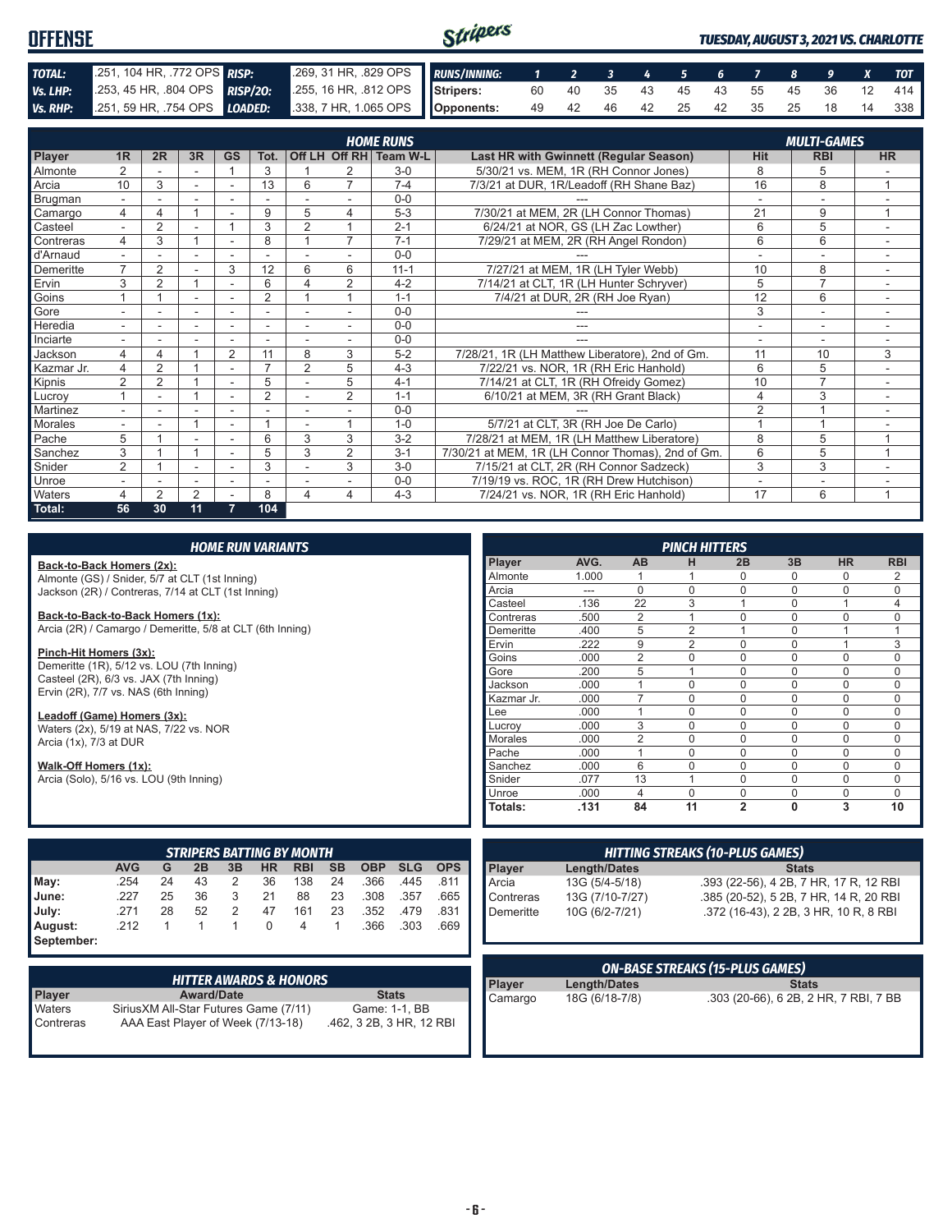# OFFENSE

*TUESDAY, AUGUST 3, 2021 VS. CHARLOTTE*

| | | | |
|---|---|---|---|
| **TOTAL:** | .251, 104 HR, .772 OPS | **RISP:** | .269, 31 HR, .829 OPS |
| **Vs. LHP:** | .253, 45 HR, .804 OPS | **RISP/2O:** | .255, 16 HR, .812 OPS |
| **Vs. RHP:** | .251, 59 HR, .754 OPS | **LOADED:** | .338, 7 HR, 1.065 OPS |

| RUNS/INNING: | 1 | 2 | 3 | 4 | 5 | 6 | 7 | 8 | 9 | X | TOT |
|---|---|---|---|---|---|---|---|---|---|---|---|
| Stripers: | 60 | 40 | 35 | 43 | 45 | 43 | 55 | 45 | 36 | 12 | 414 |
| Opponents: | 49 | 42 | 46 | 42 | 25 | 42 | 35 | 25 | 18 | 14 | 338 |

## HOME RUNS / MULTI-GAMES

| Player | 1R | 2R | 3R | GS | Tot. | Off LH | Off RH | Team W-L | Last HR with Gwinnett (Regular Season) | Hit | RBI | HR |
|---|---|---|---|---|---|---|---|---|---|---|---|---|
| Almonte | 2 | - | - | 1 | 3 | 1 | 2 | 3-0 | 5/30/21 vs. MEM, 1R (RH Connor Jones) | 8 | 5 | - |
| Arcia | 10 | 3 | - | - | 13 | 6 | 7 | 7-4 | 7/3/21 at DUR, 1R/Leadoff (RH Shane Baz) | 16 | 8 | 1 |
| Brugman | - | - | - | - | - | - | - | 0-0 | --- | - | - | - |
| Camargo | 4 | 4 | 1 | - | 9 | 5 | 4 | 5-3 | 7/30/21 at MEM, 2R (LH Connor Thomas) | 21 | 9 | 1 |
| Casteel | - | 2 | - | 1 | 3 | 2 | 1 | 2-1 | 6/24/21 at NOR, GS (LH Zac Lowther) | 6 | 5 | - |
| Contreras | 4 | 3 | 1 | - | 8 | 1 | 7 | 7-1 | 7/29/21 at MEM, 2R (RH Angel Rondon) | 6 | 6 | - |
| d'Arnaud | - | - | - | - | - | - | - | 0-0 | --- | - | - | - |
| Demeritte | 7 | 2 | - | 3 | 12 | 6 | 6 | 11-1 | 7/27/21 at MEM, 1R (LH Tyler Webb) | 10 | 8 | - |
| Ervin | 3 | 2 | 1 | - | 6 | 4 | 2 | 4-2 | 7/14/21 at CLT, 1R (LH Hunter Schryver) | 5 | 7 | - |
| Goins | 1 | 1 | - | - | 2 | 1 | 1 | 1-1 | 7/4/21 at DUR, 2R (RH Joe Ryan) | 12 | 6 | - |
| Gore | - | - | - | - | - | - | - | 0-0 | --- | 3 | - | - |
| Heredia | - | - | - | - | - | - | - | 0-0 | --- | - | - | - |
| Inciarte | - | - | - | - | - | - | - | 0-0 | --- | - | - | - |
| Jackson | 4 | 4 | 1 | 2 | 11 | 8 | 3 | 5-2 | 7/28/21, 1R (LH Matthew Liberatore), 2nd of Gm. | 11 | 10 | 3 |
| Kazmar Jr. | 4 | 2 | 1 | - | 7 | 2 | 5 | 4-3 | 7/22/21 vs. NOR, 1R (RH Eric Hanhold) | 6 | 5 | - |
| Kipnis | 2 | 2 | 1 | - | 5 | - | 5 | 4-1 | 7/14/21 at CLT, 1R (RH Ofreidy Gomez) | 10 | 7 | - |
| Lucroy | 1 | - | 1 | - | 2 | - | 2 | 1-1 | 6/10/21 at MEM, 3R (RH Grant Black) | 4 | 3 | - |
| Martinez | - | - | - | - | - | - | - | 0-0 | --- | 2 | 1 | - |
| Morales | - | - | 1 | - | 1 | - | 1 | 1-0 | 5/7/21 at CLT, 3R (RH Joe De Carlo) | 1 | 1 | - |
| Pache | 5 | 1 | - | - | 6 | 3 | 3 | 3-2 | 7/28/21 at MEM, 1R (LH Matthew Liberatore) | 8 | 5 | 1 |
| Sanchez | 3 | 1 | 1 | - | 5 | 3 | 2 | 3-1 | 7/30/21 at MEM, 1R (LH Connor Thomas), 2nd of Gm. | 6 | 5 | 1 |
| Snider | 2 | 1 | - | - | 3 | - | 3 | 3-0 | 7/15/21 at CLT, 2R (RH Connor Sadzeck) | 3 | 3 | - |
| Unroe | - | - | - | - | - | - | - | 0-0 | 7/19/19 vs. ROC, 1R (RH Drew Hutchison) | - | - | - |
| Waters | 4 | 2 | 2 | - | 8 | 4 | 4 | 4-3 | 7/24/21 vs. NOR, 1R (RH Eric Hanhold) | 17 | 6 | 1 |
| **Total:** | **56** | **30** | **11** | **7** | **104** | | | | | | | |

## HOME RUN VARIANTS

**Back-to-Back Homers (2x):**
Almonte (GS) / Snider, 5/7 at CLT (1st Inning)
Jackson (2R) / Contreras, 7/14 at CLT (1st Inning)

**Back-to-Back-to-Back Homers (1x):**
Arcia (2R) / Camargo / Demeritte, 5/8 at CLT (6th Inning)

**Pinch-Hit Homers (3x):**
Demeritte (1R), 5/12 vs. LOU (7th Inning)
Casteel (2R), 6/3 vs. JAX (7th Inning)
Ervin (2R), 7/7 vs. NAS (6th Inning)

**Leadoff (Game) Homers (3x):**
Waters (2x), 5/19 at NAS, 7/22 vs. NOR
Arcia (1x), 7/3 at DUR

**Walk-Off Homers (1x):**
Arcia (Solo), 5/16 vs. LOU (9th Inning)

## PINCH HITTERS

| Player | AVG. | AB | H | 2B | 3B | HR | RBI |
|---|---|---|---|---|---|---|---|
| Almonte | 1.000 | 1 | 1 | 0 | 0 | 0 | 2 |
| Arcia | --- | 0 | 0 | 0 | 0 | 0 | 0 |
| Casteel | .136 | 22 | 3 | 1 | 0 | 1 | 4 |
| Contreras | .500 | 2 | 1 | 0 | 0 | 0 | 0 |
| Demeritte | .400 | 5 | 2 | 1 | 0 | 1 | 1 |
| Ervin | .222 | 9 | 2 | 0 | 0 | 1 | 3 |
| Goins | .000 | 2 | 0 | 0 | 0 | 0 | 0 |
| Gore | .200 | 5 | 1 | 0 | 0 | 0 | 0 |
| Jackson | .000 | 1 | 0 | 0 | 0 | 0 | 0 |
| Kazmar Jr. | .000 | 7 | 0 | 0 | 0 | 0 | 0 |
| Lee | .000 | 1 | 0 | 0 | 0 | 0 | 0 |
| Lucroy | .000 | 3 | 0 | 0 | 0 | 0 | 0 |
| Morales | .000 | 2 | 0 | 0 | 0 | 0 | 0 |
| Pache | .000 | 1 | 0 | 0 | 0 | 0 | 0 |
| Sanchez | .000 | 6 | 0 | 0 | 0 | 0 | 0 |
| Snider | .077 | 13 | 1 | 0 | 0 | 0 | 0 |
| Unroe | .000 | 4 | 0 | 0 | 0 | 0 | 0 |
| **Totals:** | **.131** | **84** | **11** | **2** | **0** | **3** | **10** |

## STRIPERS BATTING BY MONTH

| | AVG | G | 2B | 3B | HR | RBI | SB | OBP | SLG | OPS |
|---|---|---|---|---|---|---|---|---|---|---|
| May: | .254 | 24 | 43 | 2 | 36 | 138 | 24 | .366 | .445 | .811 |
| June: | .227 | 25 | 36 | 3 | 21 | 88 | 23 | .308 | .357 | .665 |
| July: | .271 | 28 | 52 | 2 | 47 | 161 | 23 | .352 | .479 | .831 |
| August: | .212 | 1 | 1 | 1 | 0 | 4 | 1 | .366 | .303 | .669 |
| September: | | | | | | | | | | |

## HITTING STREAKS (10-PLUS GAMES)

| Player | Length/Dates | Stats |
|---|---|---|
| Arcia | 13G (5/4-5/18) | .393 (22-56), 4 2B, 7 HR, 17 R, 12 RBI |
| Contreras | 13G (7/10-7/27) | .385 (20-52), 5 2B, 7 HR, 14 R, 20 RBI |
| Demeritte | 10G (6/2-7/21) | .372 (16-43), 2 2B, 3 HR, 10 R, 8 RBI |

## HITTER AWARDS & HONORS

| Player | Award/Date | Stats |
|---|---|---|
| Waters | SiriusXM All-Star Futures Game (7/11) | Game: 1-1, BB |
| Contreras | AAA East Player of Week (7/13-18) | .462, 3 2B, 3 HR, 12 RBI |

## ON-BASE STREAKS (15-PLUS GAMES)

| Player | Length/Dates | Stats |
|---|---|---|
| Camargo | 18G (6/18-7/8) | .303 (20-66), 6 2B, 2 HR, 7 RBI, 7 BB |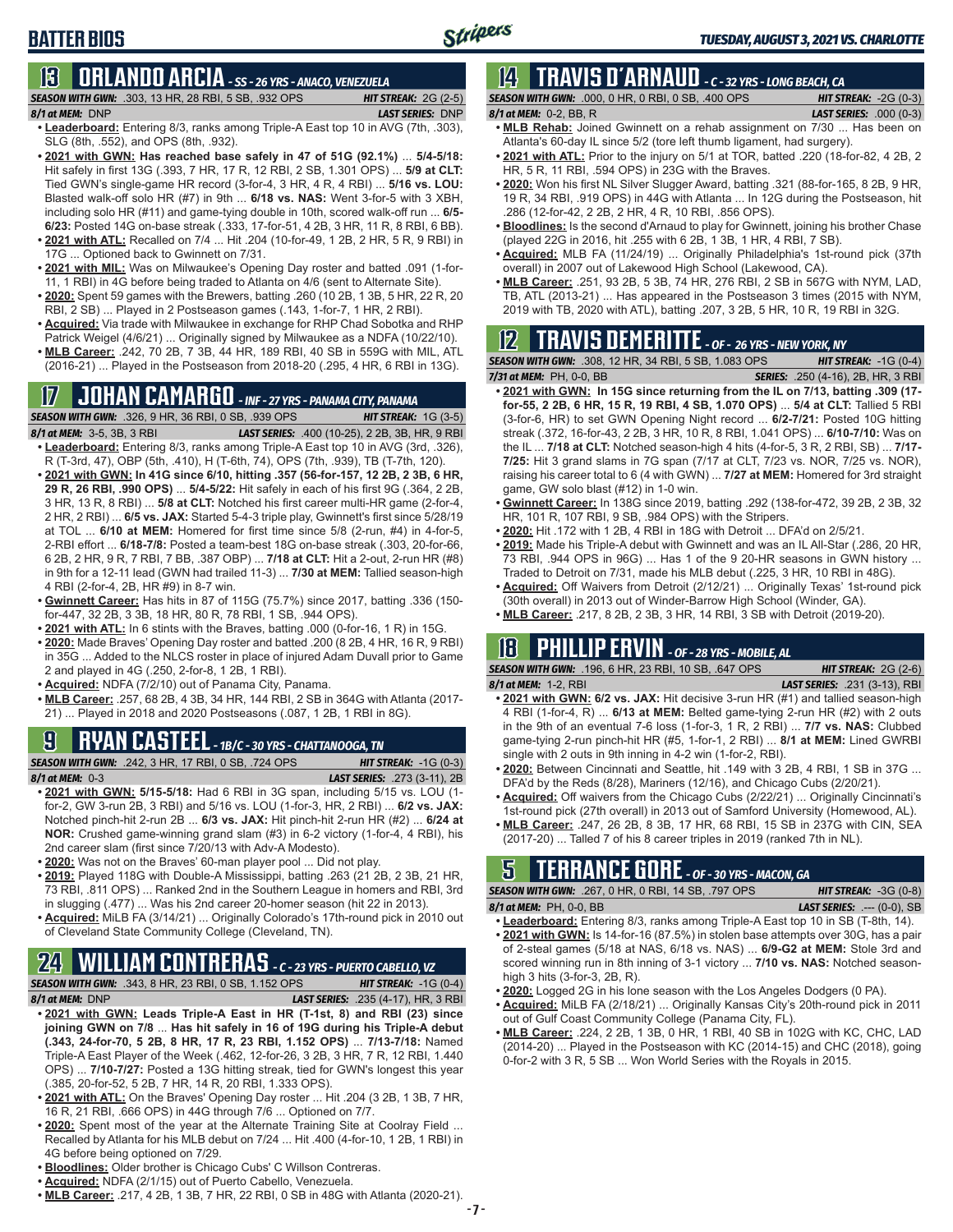# BATTER BIOS

TUESDAY, AUGUST 3, 2021 VS. CHARLOTTE

## 13 ORLANDO ARCIA - SS - 26 YRS - ANACO, VENEZUELA

**SEASON WITH GWN:** .303, 13 HR, 28 RBI, 5 SB, .932 OPS **HIT STREAK:** 2G (2-5)
**8/1 at MEM:** DNP **LAST SERIES:** DNP

- **Leaderboard:** Entering 8/3, ranks among Triple-A East top 10 in AVG (7th, .303), SLG (8th, .552), and OPS (8th, .932).
- **2021 with GWN: Has reached base safely in 47 of 51G (92.1%)** ... **5/4-5/18:** Hit safely in first 13G (.393, 7 HR, 17 R, 12 RBI, 2 SB, 1.301 OPS) ... **5/9 at CLT:** Tied GWN's single-game HR record (3-for-4, 3 HR, 4 R, 4 RBI) ... **5/16 vs. LOU:** Blasted walk-off solo HR (#7) in 9th ... **6/18 vs. NAS:** Went 3-for-5 with 3 XBH, including solo HR (#11) and game-tying double in 10th, scored walk-off run ... **6/5-6/23:** Posted 14G on-base streak (.333, 17-for-51, 4 2B, 3 HR, 11 R, 8 RBI, 6 BB).
- **2021 with ATL:** Recalled on 7/4 ... Hit .204 (10-for-49, 1 2B, 2 HR, 5 R, 9 RBI) in 17G ... Optioned back to Gwinnett on 7/31.
- **2021 with MIL:** Was on Milwaukee's Opening Day roster and batted .091 (1-for-11, 1 RBI) in 4G before being traded to Atlanta on 4/6 (sent to Alternate Site).
- **2020:** Spent 59 games with the Brewers, batting .260 (10 2B, 1 3B, 5 HR, 22 R, 20 RBI, 2 SB) ... Played in 2 Postseason games (.143, 1-for-7, 1 HR, 2 RBI).
- **Acquired:** Via trade with Milwaukee in exchange for RHP Chad Sobotka and RHP Patrick Weigel (4/6/21) ... Originally signed by Milwaukee as a NDFA (10/22/10).
- **MLB Career:** .242, 70 2B, 7 3B, 44 HR, 189 RBI, 40 SB in 559G with MIL, ATL (2016-21) ... Played in the Postseason from 2018-20 (.295, 4 HR, 6 RBI in 13G).

## 17 JOHAN CAMARGO - INF - 27 YRS - PANAMA CITY, PANAMA

**SEASON WITH GWN:** .326, 9 HR, 36 RBI, 0 SB, .939 OPS **HIT STREAK:** 1G (3-5)
**8/1 at MEM:** 3-5, 3B, 3 RBI **LAST SERIES:** .400 (10-25), 2 2B, 3B, HR, 9 RBI

- **Leaderboard:** Entering 8/3, ranks among Triple-A East top 10 in AVG (3rd, .326), R (T-3rd, 47), OBP (5th, .410), H (T-6th, 74), OPS (7th, .939), TB (T-7th, 120).
- **2021 with GWN: In 41G since 6/10, hitting .357 (56-for-157, 12 2B, 2 3B, 6 HR, 29 R, 26 RBI, .990 OPS)** ... **5/4-5/22:** Hit safely in each of his first 9G (.364, 2 2B, 3 HR, 13 R, 8 RBI) ... **5/8 at CLT:** Notched his first career multi-HR game (2-for-4, 2 HR, 2 RBI) ... **6/5 vs. JAX:** Started 5-4-3 triple play, Gwinnett's first since 5/28/19 at TOL ... **6/10 at MEM:** Homered for first time since 5/8 (2-run, #4) in 4-for-5, 2-RBI effort ... **6/18-7/8:** Posted a team-best 18G on-base streak (.303, 20-for-66, 6 2B, 2 HR, 9 R, 7 RBI, 7 BB, .387 OBP) ... **7/18 at CLT:** Hit a 2-out, 2-run HR (#8) in 9th for a 12-11 lead (GWN had trailed 11-3) ... **7/30 at MEM:** Tallied season-high 4 RBI (2-for-4, 2B, HR #9) in 8-7 win.
- **Gwinnett Career:** Has hits in 87 of 115G (75.7%) since 2017, batting .336 (150-for-447, 32 2B, 3 3B, 18 HR, 80 R, 78 RBI, 1 SB, .944 OPS).
- **2021 with ATL:** In 6 stints with the Braves, batting .000 (0-for-16, 1 R) in 15G.
- **2020:** Made Braves' Opening Day roster and batted .200 (8 2B, 4 HR, 16 R, 9 RBI) in 35G ... Added to the NLCS roster in place of injured Adam Duvall prior to Game 2 and played in 4G (.250, 2-for-8, 1 2B, 1 RBI).
- **Acquired:** NDFA (7/2/10) out of Panama City, Panama.
- **MLB Career:** .257, 68 2B, 4 3B, 34 HR, 144 RBI, 2 SB in 364G with Atlanta (2017-21) ... Played in 2018 and 2020 Postseasons (.087, 1 2B, 1 RBI in 8G).

## 9 RYAN CASTEEL - 1B/C - 30 YRS - CHATTANOOGA, TN

**SEASON WITH GWN:** .242, 3 HR, 17 RBI, 0 SB, .724 OPS **HIT STREAK:** -1G (0-3)
**8/1 at MEM:** 0-3 **LAST SERIES:** .273 (3-11), 2B

- **2021 with GWN: 5/15-5/18:** Had 6 RBI in 3G span, including 5/15 vs. LOU (1-for-2, GW 3-run 2B, 3 RBI) and 5/16 vs. LOU (1-for-3, HR, 2 RBI) ... **6/2 vs. JAX:** Notched pinch-hit 2-run 2B ... **6/3 vs. JAX:** Hit pinch-hit 2-run HR (#2) ... **6/24 at NOR:** Crushed game-winning grand slam (#3) in 6-2 victory (1-for-4, 4 RBI), his 2nd career slam (first since 7/20/13 with Adv-A Modesto).
- **2020:** Was not on the Braves' 60-man player pool ... Did not play.
- **2019:** Played 118G with Double-A Mississippi, batting .263 (21 2B, 2 3B, 21 HR, 73 RBI, .811 OPS) ... Ranked 2nd in the Southern League in homers and RBI, 3rd in slugging (.477) ... Was his 2nd career 20-homer season (hit 22 in 2013).
- **Acquired:** MiLB FA (3/14/21) ... Originally Colorado's 17th-round pick in 2010 out of Cleveland State Community College (Cleveland, TN).

## 24 WILLIAM CONTRERAS - C - 23 YRS - PUERTO CABELLO, VZ

**SEASON WITH GWN:** .343, 8 HR, 23 RBI, 0 SB, 1.152 OPS **HIT STREAK:** -1G (0-4)
**8/1 at MEM:** DNP **LAST SERIES:** .235 (4-17), HR, 3 RBI

- **2021 with GWN: Leads Triple-A East in HR (T-1st, 8) and RBI (23) since joining GWN on 7/8** ... **Has hit safely in 16 of 19G during his Triple-A debut (.343, 24-for-70, 5 2B, 8 HR, 17 R, 23 RBI, 1.152 OPS)** ... **7/13-7/18:** Named Triple-A East Player of the Week (.462, 12-for-26, 3 2B, 3 HR, 7 R, 12 RBI, 1.440 OPS) ... **7/10-7/27:** Posted a 13G hitting streak, tied for GWN's longest this year (.385, 20-for-52, 5 2B, 7 HR, 14 R, 20 RBI, 1.333 OPS).
- **2021 with ATL:** On the Braves' Opening Day roster ... Hit .204 (3 2B, 1 3B, 7 HR, 16 R, 21 RBI, .666 OPS) in 44G through 7/6 ... Optioned on 7/7.
- **2020:** Spent most of the year at the Alternate Training Site at Coolray Field ... Recalled by Atlanta for his MLB debut on 7/24 ... Hit .400 (4-for-10, 1 2B, 1 RBI) in 4G before being optioned on 7/29.
- **Bloodlines:** Older brother is Chicago Cubs' C Willson Contreras.
- **Acquired:** NDFA (2/1/15) out of Puerto Cabello, Venezuela.
- **MLB Career:** .217, 4 2B, 1 3B, 7 HR, 22 RBI, 0 SB in 48G with Atlanta (2020-21).

## 14 TRAVIS D'ARNAUD - C - 32 YRS - LONG BEACH, CA

**SEASON WITH GWN:** .000, 0 HR, 0 RBI, 0 SB, .400 OPS **HIT STREAK:** -2G (0-3)
**8/1 at MEM:** 0-2, BB, R **LAST SERIES:** .000 (0-3)

- **MLB Rehab:** Joined Gwinnett on a rehab assignment on 7/30 ... Has been on Atlanta's 60-day IL since 5/2 (tore left thumb ligament, had surgery).
- **2021 with ATL:** Prior to the injury on 5/1 at TOR, batted .220 (18-for-82, 4 2B, 2 HR, 5 R, 11 RBI, .594 OPS) in 23G with the Braves.
- **2020:** Won his first NL Silver Slugger Award, batting .321 (88-for-165, 8 2B, 9 HR, 19 R, 34 RBI, .919 OPS) in 44G with Atlanta ... In 12G during the Postseason, hit .286 (12-for-42, 2 2B, 2 HR, 4 R, 10 RBI, .856 OPS).
- **Bloodlines:** Is the second d'Arnaud to play for Gwinnett, joining his brother Chase (played 22G in 2016, hit .255 with 6 2B, 1 3B, 1 HR, 4 RBI, 7 SB).
- **Acquired:** MLB FA (11/24/19) ... Originally Philadelphia's 1st-round pick (37th overall) in 2007 out of Lakewood High School (Lakewood, CA).
- **MLB Career:** .251, 93 2B, 5 3B, 74 HR, 276 RBI, 2 SB in 567G with NYM, LAD, TB, ATL (2013-21) ... Has appeared in the Postseason 3 times (2015 with NYM, 2019 with TB, 2020 with ATL), batting .207, 3 2B, 5 HR, 10 R, 19 RBI in 32G.

## 12 TRAVIS DEMERITTE - OF - 26 YRS - NEW YORK, NY

**SEASON WITH GWN:** .308, 12 HR, 34 RBI, 5 SB, 1.083 OPS **HIT STREAK:** -1G (0-4)
**7/31 at MEM:** PH, 0-0, BB **SERIES:** .250 (4-16), 2B, HR, 3 RBI

- **2021 with GWN: In 15G since returning from the IL on 7/13, batting .309 (17-for-55, 2 2B, 6 HR, 15 R, 19 RBI, 4 SB, 1.070 OPS)** ... **5/4 at CLT:** Tallied 5 RBI (3-for-6, HR) to set GWN Opening Night record ... **6/2-7/21:** Posted 10G hitting streak (.372, 16-for-43, 2 2B, 3 HR, 10 R, 8 RBI, 1.041 OPS) ... **6/10-7/10:** Was on the IL ... **7/18 at CLT:** Notched season-high 4 hits (4-for-5, 3 R, 2 RBI, SB) ... **7/17-7/25:** Hit 3 grand slams in 7G span (7/17 at CLT, 7/23 vs. NOR, 7/25 vs. NOR), raising his career total to 6 (4 with GWN) ... **7/27 at MEM:** Homered for 3rd straight game, GW solo blast (#12) in 1-0 win.
- **Gwinnett Career:** In 138G since 2019, batting .292 (138-for-472, 39 2B, 2 3B, 32 HR, 101 R, 107 RBI, 9 SB, .984 OPS) with the Stripers.
- **2020:** Hit .172 with 1 2B, 4 RBI in 18G with Detroit ... DFA'd on 2/5/21.
- **2019:** Made his Triple-A debut with Gwinnett and was an IL All-Star (.286, 20 HR, 73 RBI, .944 OPS in 96G) ... Has 1 of the 9 20-HR seasons in GWN history ... Traded to Detroit on 7/31, made his MLB debut (.225, 3 HR, 10 RBI in 48G).
- **Acquired:** Off Waivers from Detroit (2/12/21) ... Originally Texas' 1st-round pick (30th overall) in 2013 out of Winder-Barrow High School (Winder, GA).
- **MLB Career:** .217, 8 2B, 2 3B, 3 HR, 14 RBI, 3 SB with Detroit (2019-20).

## 18 PHILLIP ERVIN - OF - 28 YRS - MOBILE, AL

**SEASON WITH GWN:** .196, 6 HR, 23 RBI, 10 SB, .647 OPS **HIT STREAK:** 2G (2-6)
**8/1 at MEM:** 1-2, RBI **LAST SERIES:** .231 (3-13), RBI

- **2021 with GWN: 6/2 vs. JAX:** Hit decisive 3-run HR (#1) and tallied season-high 4 RBI (1-for-4, R) ... **6/13 at MEM:** Belted game-tying 2-run HR (#2) with 2 outs in the 9th of an eventual 7-6 loss (1-for-3, 1 R, 2 RBI) ... **7/7 vs. NAS:** Clubbed game-tying 2-run pinch-hit HR (#5, 1-for-1, 2 RBI) ... **8/1 at MEM:** Lined GWRBI single with 2 outs in 9th inning in 4-2 win (1-for-2, RBI).
- **2020:** Between Cincinnati and Seattle, hit .149 with 3 2B, 4 RBI, 1 SB in 37G ... DFA'd by the Reds (8/28), Mariners (12/16), and Chicago Cubs (2/20/21).
- **Acquired:** Off waivers from the Chicago Cubs (2/22/21) ... Originally Cincinnati's 1st-round pick (27th overall) in 2013 out of Samford University (Homewood, AL).
- **MLB Career:** .247, 26 2B, 8 3B, 17 HR, 68 RBI, 15 SB in 237G with CIN, SEA (2017-20) ... Talled 7 of his 8 career triples in 2019 (ranked 7th in NL).

## 5 TERRANCE GORE - OF - 30 YRS - MACON, GA

**SEASON WITH GWN:** .267, 0 HR, 0 RBI, 14 SB, .797 OPS **HIT STREAK:** -3G (0-8)
**8/1 at MEM:** PH, 0-0, BB **LAST SERIES:** .--- (0-0), SB

- **Leaderboard:** Entering 8/3, ranks among Triple-A East top 10 in SB (T-8th, 14).
- **2021 with GWN:** Is 14-for-16 (87.5%) in stolen base attempts over 30G, has a pair of 2-steal games (5/18 at NAS, 6/18 vs. NAS) ... **6/9-G2 at MEM:** Stole 3rd and scored winning run in 8th inning of 3-1 victory ... **7/10 vs. NAS:** Notched season-high 3 hits (3-for-3, 2B, R).
- **2020:** Logged 2G in his lone season with the Los Angeles Dodgers (0 PA).
- **Acquired:** MiLB FA (2/18/21) ... Originally Kansas City's 20th-round pick in 2011 out of Gulf Coast Community College (Panama City, FL).
- **MLB Career:** .224, 2 2B, 1 3B, 0 HR, 1 RBI, 40 SB in 102G with KC, CHC, LAD (2014-20) ... Played in the Postseason with KC (2014-15) and CHC (2018), going 0-for-2 with 3 R, 5 SB ... Won World Series with the Royals in 2015.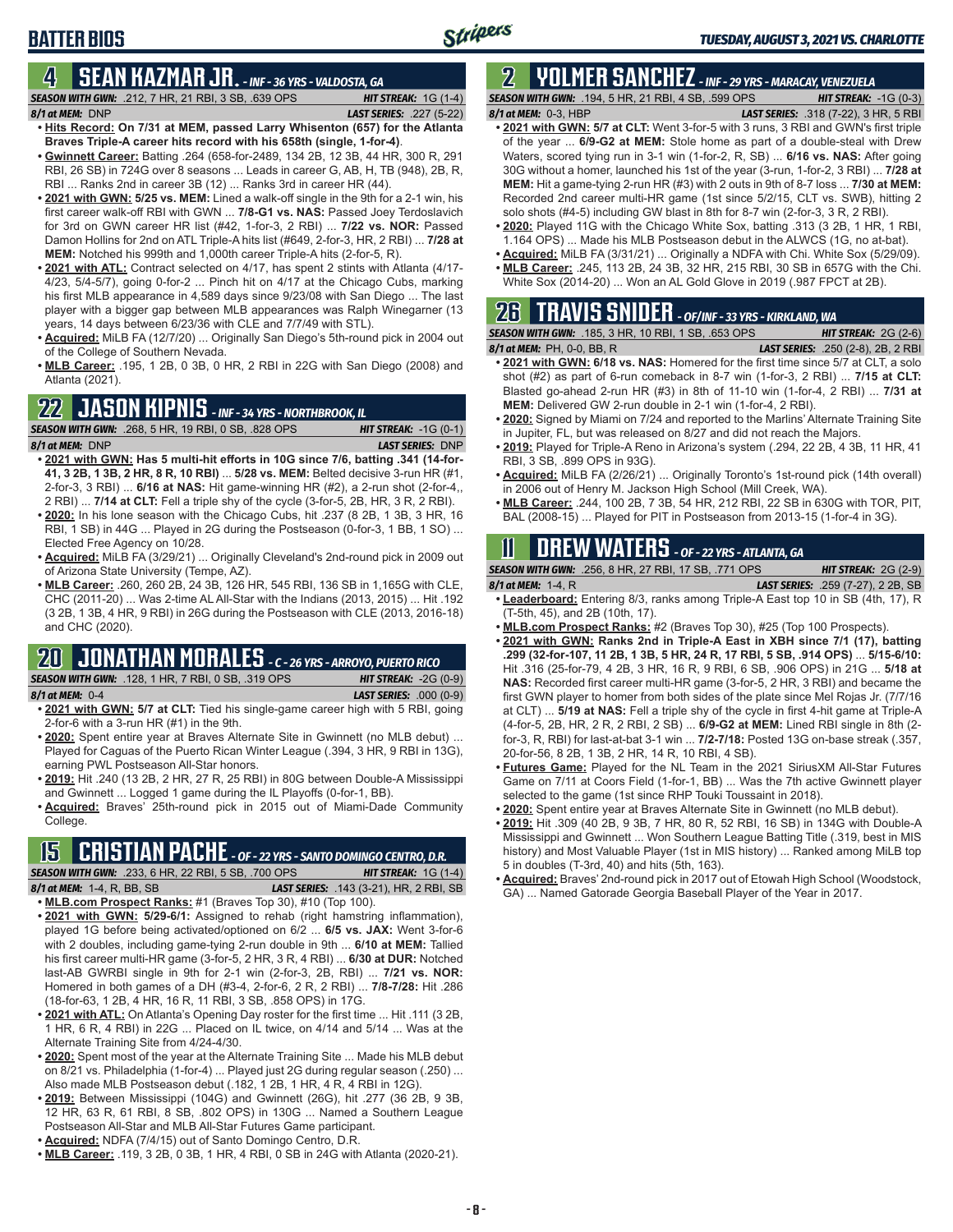# BATTER BIOS

## 4 SEAN KAZMAR JR. - INF - 36 YRS - VALDOSTA, GA

**SEASON WITH GWN:** .212, 7 HR, 21 RBI, 3 SB, .639 OPS **HIT STREAK:** 1G (1-4)
**8/1 at MEM:** DNP **LAST SERIES:** .227 (5-22)

- **Hits Record: On 7/31 at MEM, passed Larry Whisenton (657) for the Atlanta Braves Triple-A career hits record with his 658th (single, 1-for-4)**.
- **Gwinnett Career:** Batting .264 (658-for-2489, 134 2B, 12 3B, 44 HR, 300 R, 291 RBI, 26 SB) in 724G over 8 seasons ... Leads in career G, AB, H, TB (948), 2B, R, RBI ... Ranks 2nd in career 3B (12) ... Ranks 3rd in career HR (44).
- **2021 with GWN: 5/25 vs. MEM:** Lined a walk-off single in the 9th for a 2-1 win, his first career walk-off RBI with GWN ... **7/8-G1 vs. NAS:** Passed Joey Terdoslavich for 3rd on GWN career HR list (#42, 1-for-3, 2 RBI) ... **7/22 vs. NOR:** Passed Damon Hollins for 2nd on ATL Triple-A hits list (#649, 2-for-3, HR, 2 RBI) ... **7/28 at MEM:** Notched his 999th and 1,000th career Triple-A hits (2-for-5, R).
- **2021 with ATL:** Contract selected on 4/17, has spent 2 stints with Atlanta (4/17-4/23, 5/4-5/7), going 0-for-2 ... Pinch hit on 4/17 at the Chicago Cubs, marking his first MLB appearance in 4,589 days since 9/23/08 with San Diego ... The last player with a bigger gap between MLB appearances was Ralph Winegarner (13 years, 14 days between 6/23/36 with CLE and 7/7/49 with STL).
- **Acquired:** MiLB FA (12/7/20) ... Originally San Diego's 5th-round pick in 2004 out of the College of Southern Nevada.
- **MLB Career:** .195, 1 2B, 0 3B, 0 HR, 2 RBI in 22G with San Diego (2008) and Atlanta (2021).

## 22 JASON KIPNIS - INF - 34 YRS - NORTHBROOK, IL

**SEASON WITH GWN:** .268, 5 HR, 19 RBI, 0 SB, .828 OPS **HIT STREAK:** -1G (0-1)
**8/1 at MEM:** DNP **LAST SERIES:** DNP

- **2021 with GWN: Has 5 multi-hit efforts in 10G since 7/6, batting .341 (14-for-41, 3 2B, 1 3B, 2 HR, 8 R, 10 RBI)** ... **5/28 vs. MEM:** Belted decisive 3-run HR (#1, 2-for-3, 3 RBI) ... **6/16 at NAS:** Hit game-winning HR (#2), a 2-run shot (2-for-4,, 2 RBI) ... **7/14 at CLT:** Fell a triple shy of the cycle (3-for-5, 2B, HR, 3 R, 2 RBI).
- **2020:** In his lone season with the Chicago Cubs, hit .237 (8 2B, 1 3B, 3 HR, 16 RBI, 1 SB) in 44G ... Played in 2G during the Postseason (0-for-3, 1 BB, 1 SO) ... Elected Free Agency on 10/28.
- **Acquired:** MiLB FA (3/29/21) ... Originally Cleveland's 2nd-round pick in 2009 out of Arizona State University (Tempe, AZ).
- **MLB Career:** .260, 260 2B, 24 3B, 126 HR, 545 RBI, 136 SB in 1,165G with CLE, CHC (2011-20) ... Was 2-time AL All-Star with the Indians (2013, 2015) ... Hit .192 (3 2B, 1 3B, 4 HR, 9 RBI) in 26G during the Postseason with CLE (2013, 2016-18) and CHC (2020).

## 20 JONATHAN MORALES - C - 26 YRS - ARROYO, PUERTO RICO

**SEASON WITH GWN:** .128, 1 HR, 7 RBI, 0 SB, .319 OPS **HIT STREAK:** -2G (0-9)
**8/1 at MEM:** 0-4 **LAST SERIES:** .000 (0-9)

- **2021 with GWN: 5/7 at CLT:** Tied his single-game career high with 5 RBI, going 2-for-6 with a 3-run HR (#1) in the 9th.
- **2020:** Spent entire year at Braves Alternate Site in Gwinnett (no MLB debut) ... Played for Caguas of the Puerto Rican Winter League (.394, 3 HR, 9 RBI in 13G), earning PWL Postseason All-Star honors.
- **2019:** Hit .240 (13 2B, 2 HR, 27 R, 25 RBI) in 80G between Double-A Mississippi and Gwinnett ... Logged 1 game during the IL Playoffs (0-for-1, BB).
- **Acquired:** Braves' 25th-round pick in 2015 out of Miami-Dade Community College.

## 15 CRISTIAN PACHE - OF - 22 YRS - SANTO DOMINGO CENTRO, D.R.

**SEASON WITH GWN:** .233, 6 HR, 22 RBI, 5 SB, .700 OPS **HIT STREAK:** 1G (1-4)
**8/1 at MEM:** 1-4, R, BB, SB **LAST SERIES:** .143 (3-21), HR, 2 RBI, SB

- **MLB.com Prospect Ranks:** #1 (Braves Top 30), #10 (Top 100).
- **2021 with GWN: 5/29-6/1:** Assigned to rehab (right hamstring inflammation), played 1G before being activated/optioned on 6/2 ... **6/5 vs. JAX:** Went 3-for-6 with 2 doubles, including game-tying 2-run double in 9th ... **6/10 at MEM:** Tallied his first career multi-HR game (3-for-5, 2 HR, 3 R, 4 RBI) ... **6/30 at DUR:** Notched last-AB GWRBI single in 9th for 2-1 win (2-for-3, 2B, RBI) ... **7/21 vs. NOR:** Homered in both games of a DH (#3-4, 2-for-6, 2 R, 2 RBI) ... **7/8-7/28:** Hit .286 (18-for-63, 1 2B, 4 HR, 16 R, 11 RBI, 3 SB, .858 OPS) in 17G.
- **2021 with ATL:** On Atlanta's Opening Day roster for the first time ... Hit .111 (3 2B, 1 HR, 6 R, 4 RBI) in 22G ... Placed on IL twice, on 4/14 and 5/14 ... Was at the Alternate Training Site from 4/24-4/30.
- **2020:** Spent most of the year at the Alternate Training Site ... Made his MLB debut on 8/21 vs. Philadelphia (1-for-4) ... Played just 2G during regular season (.250) ... Also made MLB Postseason debut (.182, 1 2B, 1 HR, 4 R, 4 RBI in 12G).
- **2019:** Between Mississippi (104G) and Gwinnett (26G), hit .277 (36 2B, 9 3B, 12 HR, 63 R, 61 RBI, 8 SB, .802 OPS) in 130G ... Named a Southern League Postseason All-Star and MLB All-Star Futures Game participant.
- **Acquired:** NDFA (7/4/15) out of Santo Domingo Centro, D.R.
- **MLB Career:** .119, 3 2B, 0 3B, 1 HR, 4 RBI, 0 SB in 24G with Atlanta (2020-21).

## 2 YOLMER SANCHEZ - INF - 29 YRS - MARACAY, VENEZUELA

**SEASON WITH GWN:** .194, 5 HR, 21 RBI, 4 SB, .599 OPS **HIT STREAK:** -1G (0-3)
**8/1 at MEM:** 0-3, HBP **LAST SERIES:** .318 (7-22), 3 HR, 5 RBI

- **2021 with GWN: 5/7 at CLT:** Went 3-for-5 with 3 runs, 3 RBI and GWN's first triple of the year ... **6/9-G2 at MEM:** Stole home as part of a double-steal with Drew Waters, scored tying run in 3-1 win (1-for-2, R, SB) ... **6/16 vs. NAS:** After going 30G without a homer, launched his 1st of the year (3-run, 1-for-2, 3 RBI) ... **7/28 at MEM:** Hit a game-tying 2-run HR (#3) with 2 outs in 9th of 8-7 loss ... **7/30 at MEM:** Recorded 2nd career multi-HR game (1st since 5/2/15, CLT vs. SWB), hitting 2 solo shots (#4-5) including GW blast in 8th for 8-7 win (2-for-3, 3 R, 2 RBI).
- **2020:** Played 11G with the Chicago White Sox, batting .313 (3 2B, 1 HR, 1 RBI, 1.164 OPS) ... Made his MLB Postseason debut in the ALWCS (1G, no at-bat).
- **Acquired:** MiLB FA (3/31/21) ... Originally a NDFA with Chi. White Sox (5/29/09).
- **MLB Career:** .245, 113 2B, 24 3B, 32 HR, 215 RBI, 30 SB in 657G with the Chi. White Sox (2014-20) ... Won an AL Gold Glove in 2019 (.987 FPCT at 2B).

## 26 TRAVIS SNIDER - OF/INF - 33 YRS - KIRKLAND, WA

**SEASON WITH GWN:** .185, 3 HR, 10 RBI, 1 SB, .653 OPS **HIT STREAK:** 2G (2-6)
**8/1 at MEM:** PH, 0-0, BB, R **LAST SERIES:** .250 (2-8), 2B, 2 RBI

- **2021 with GWN: 6/18 vs. NAS:** Homered for the first time since 5/7 at CLT, a solo shot (#2) as part of 6-run comeback in 8-7 win (1-for-3, 2 RBI) ... **7/15 at CLT:** Blasted go-ahead 2-run HR (#3) in 8th of 11-10 win (1-for-4, 2 RBI) ... **7/31 at MEM:** Delivered GW 2-run double in 2-1 win (1-for-4, 2 RBI).
- **2020:** Signed by Miami on 7/24 and reported to the Marlins' Alternate Training Site in Jupiter, FL, but was released on 8/27 and did not reach the Majors.
- **2019:** Played for Triple-A Reno in Arizona's system (.294, 22 2B, 4 3B, 11 HR, 41 RBI, 3 SB, .899 OPS in 93G).
- **Acquired:** MiLB FA (2/26/21) ... Originally Toronto's 1st-round pick (14th overall) in 2006 out of Henry M. Jackson High School (Mill Creek, WA).
- **MLB Career:** .244, 100 2B, 7 3B, 54 HR, 212 RBI, 22 SB in 630G with TOR, PIT, BAL (2008-15) ... Played for PIT in Postseason from 2013-15 (1-for-4 in 3G).

## 11 DREW WATERS - OF - 22 YRS - ATLANTA, GA

**SEASON WITH GWN:** .256, 8 HR, 27 RBI, 17 SB, .771 OPS **HIT STREAK:** 2G (2-9)
**8/1 at MEM:** 1-4, R **LAST SERIES:** .259 (7-27), 2 2B, SB

- **Leaderboard:** Entering 8/3, ranks among Triple-A East top 10 in SB (4th, 17), R (T-5th, 45), and 2B (10th, 17).
- **MLB.com Prospect Ranks:** #2 (Braves Top 30), #25 (Top 100 Prospects).
- **2021 with GWN: Ranks 2nd in Triple-A East in XBH since 7/1 (17), batting .299 (32-for-107, 11 2B, 1 3B, 5 HR, 24 R, 17 RBI, 5 SB, .914 OPS)** ... **5/15-6/10:** Hit .316 (25-for-79, 4 2B, 3 HR, 16 R, 9 RBI, 6 SB, .906 OPS) in 21G ... **5/18 at NAS:** Recorded first career multi-HR game (3-for-5, 2 HR, 3 RBI) and became the first GWN player to homer from both sides of the plate since Mel Rojas Jr. (7/7/16 at CLT) ... **5/19 at NAS:** Fell a triple shy of the cycle in first 4-hit game at Triple-A (4-for-5, 2B, HR, 2 R, 2 RBI, 2 SB) ... **6/9-G2 at MEM:** Lined RBI single in 8th (2-for-3, R, RBI) for last-at-bat 3-1 win ... **7/2-7/18:** Posted 13G on-base streak (.357, 20-for-56, 8 2B, 1 3B, 2 HR, 14 R, 10 RBI, 4 SB).
- **Futures Game:** Played for the NL Team in the 2021 SiriusXM All-Star Futures Game on 7/11 at Coors Field (1-for-1, BB) ... Was the 7th active Gwinnett player selected to the game (1st since RHP Touki Toussaint in 2018).
- **2020:** Spent entire year at Braves Alternate Site in Gwinnett (no MLB debut).
- **2019:** Hit .309 (40 2B, 9 3B, 7 HR, 80 R, 52 RBI, 16 SB) in 134G with Double-A Mississippi and Gwinnett ... Won Southern League Batting Title (.319, best in MIS history) and Most Valuable Player (1st in MIS history) ... Ranked among MiLB top 5 in doubles (T-3rd, 40) and hits (5th, 163).
- **Acquired:** Braves' 2nd-round pick in 2017 out of Etowah High School (Woodstock, GA) ... Named Gatorade Georgia Baseball Player of the Year in 2017.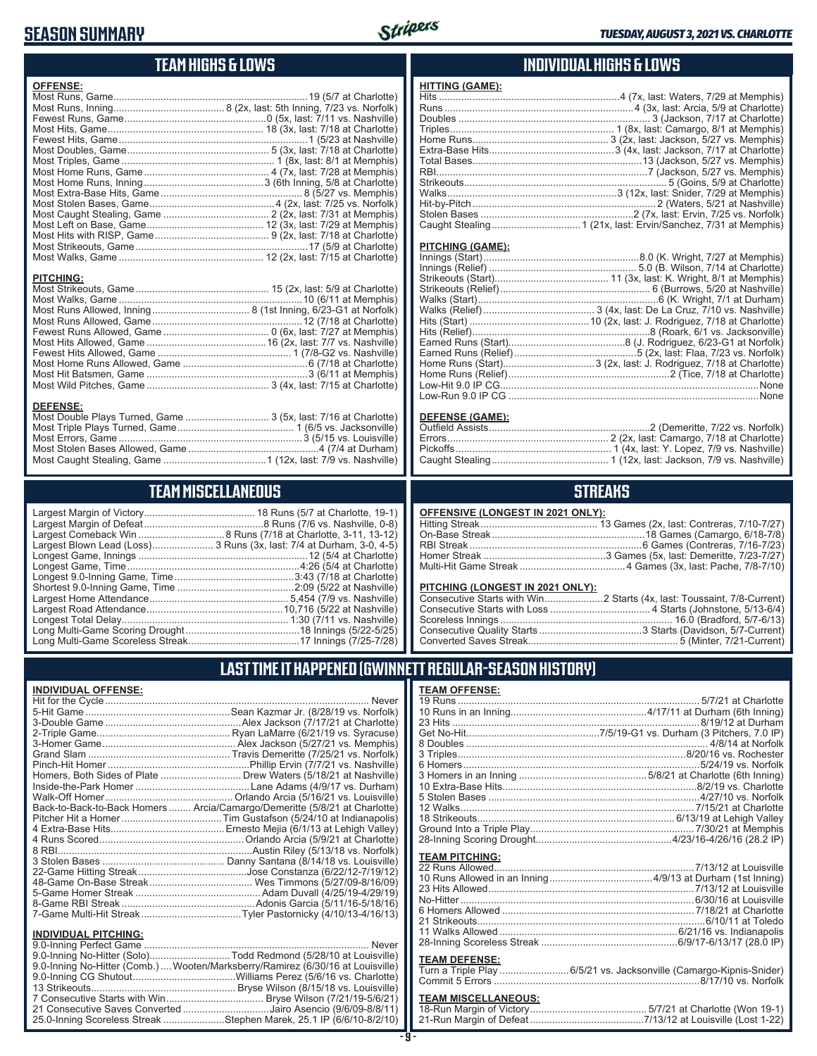# SEASON SUMMARY

*TUESDAY, AUGUST 3, 2021 VS. CHARLOTTE*

## TEAM HIGHS & LOWS

**OFFENSE:**

| | |
|---|---|
| Most Runs, Game | 19 (5/7 at Charlotte) |
| Most Runs, Inning | 8 (2x, last: 5th Inning, 7/23 vs. Norfolk) |
| Fewest Runs, Game | 0 (5x, last: 7/11 vs. Nashville) |
| Most Hits, Game | 18 (3x, last: 7/18 at Charlotte) |
| Fewest Hits, Game | 1 (5/23 at Nashville) |
| Most Doubles, Game | 5 (3x, last: 7/18 at Charlotte) |
| Most Triples, Game | 1 (8x, last: 8/1 at Memphis) |
| Most Home Runs, Game | 4 (7x, last: 7/28 at Memphis) |
| Most Home Runs, Inning | 3 (6th Inning, 5/8 at Charlotte) |
| Most Extra-Base Hits, Game | 8 (5/27 vs. Memphis) |
| Most Stolen Bases, Game | 4 (2x, last: 7/25 vs. Norfolk) |
| Most Caught Stealing, Game | 2 (2x, last: 7/31 at Memphis) |
| Most Left on Base, Game | 12 (3x, last: 7/29 at Memphis) |
| Most Hits with RISP, Game | 9 (2x, last: 7/18 at Charlotte) |
| Most Strikeouts, Game | 17 (5/9 at Charlotte) |
| Most Walks, Game | 12 (2x, last: 7/15 at Charlotte) |

**PITCHING:**

| | |
|---|---|
| Most Strikeouts, Game | 15 (2x, last: 5/9 at Charlotte) |
| Most Walks, Game | 10 (6/11 at Memphis) |
| Most Runs Allowed, Inning | 8 (1st Inning, 6/23-G1 at Norfolk) |
| Most Runs Allowed, Game | 12 (7/18 at Charlotte) |
| Fewest Runs Allowed, Game | 0 (6x, last: 7/27 at Memphis) |
| Most Hits Allowed, Game | 16 (2x, last: 7/15 vs. Nashville) |
| Fewest Hits Allowed, Game | 1 (7/8-G2 vs. Nashville) |
| Most Home Runs Allowed, Game | 6 (7/18 at Charlotte) |
| Most Hit Batsmen, Game | 3 (6/11 at Memphis) |
| Most Wild Pitches, Game | 3 (4x, last: 7/15 at Charlotte) |

**DEFENSE:**

| | |
|---|---|
| Most Double Plays Turned, Game | 3 (5x, last: 7/16 at Charlotte) |
| Most Triple Plays Turned, Game | 1 (6/5 vs. Jacksonville) |
| Most Errors, Game | 3 (5/15 vs. Louisville) |
| Most Stolen Bases Allowed, Game | 4 (7/4 at Durham) |
| Most Caught Stealing, Game | 1 (12x, last: 7/9 vs. Nashville) |

## INDIVIDUAL HIGHS & LOWS

**HITTING (GAME):**

| | |
|---|---|
| Hits | 4 (7x, last: Waters, 7/29 at Memphis) |
| Runs | 4 (3x, last: Arcia, 5/9 at Charlotte) |
| Doubles | 3 (Jackson, 7/17 at Charlotte) |
| Triples | 1 (8x, last: Camargo, 8/1 at Memphis) |
| Home Runs | 3 (2x, last: Jackson, 5/27 vs. Memphis) |
| Extra-Base Hits | 3 (4x, last: Jackson, 7/17 at Charlotte) |
| Total Bases | 13 (Jackson, 5/27 vs. Memphis) |
| RBI | 7 (Jackson, 5/27 vs. Memphis) |
| Strikeouts | 5 (Goins, 5/9 at Charlotte) |
| Walks | 3 (12x, last: Snider, 7/29 at Memphis) |
| Hit-by-Pitch | 2 (Waters, 5/21 at Nashville) |
| Stolen Bases | 2 (7x, last: Ervin, 7/25 vs. Norfolk) |
| Caught Stealing | 1 (21x, last: Ervin/Sanchez, 7/31 at Memphis) |

**PITCHING (GAME):**

| | |
|---|---|
| Innings (Start) | 8.0 (K. Wright, 7/27 at Memphis) |
| Innings (Relief) | 5.0 (B. Wilson, 7/14 at Charlotte) |
| Strikeouts (Start) | 11 (3x, last: K. Wright, 8/1 at Memphis) |
| Strikeouts (Relief) | 6 (Burrows, 5/20 at Nashville) |
| Walks (Start) | 6 (K. Wright, 7/1 at Durham) |
| Walks (Relief) | 3 (4x, last: De La Cruz, 7/10 vs. Nashville) |
| Hits (Start) | 10 (2x, last: J. Rodriguez, 7/18 at Charlotte) |
| Hits (Relief) | 8 (Roark, 6/1 vs. Jacksonville) |
| Earned Runs (Start) | 8 (J. Rodriguez, 6/23-G1 at Norfolk) |
| Earned Runs (Relief) | 5 (2x, last: Flaa, 7/23 vs. Norfolk) |
| Home Runs (Start) | 3 (2x, last: J. Rodriguez, 7/18 at Charlotte) |
| Home Runs (Relief) | 2 (Tice, 7/18 at Charlotte) |
| Low-Hit 9.0 IP CG | None |
| Low-Run 9.0 IP CG | None |

**DEFENSE (GAME):**

| | |
|---|---|
| Outfield Assists | 2 (Demeritte, 7/22 vs. Norfolk) |
| Errors | 2 (2x, last: Camargo, 7/18 at Charlotte) |
| Pickoffs | 1 (4x, last: Y. Lopez, 7/9 vs. Nashville) |
| Caught Stealing | 1 (12x, last: Jackson, 7/9 vs. Nashville) |

## TEAM MISCELLANEOUS

| | |
|---|---|
| Largest Margin of Victory | 18 Runs (5/7 at Charlotte, 19-1) |
| Largest Margin of Defeat | 8 Runs (7/6 vs. Nashville, 0-8) |
| Largest Comeback Win | 8 Runs (7/18 at Charlotte, 3-11, 13-12) |
| Largest Blown Lead (Loss) | 3 Runs (3x, last: 7/4 at Durham, 3-0, 4-5) |
| Longest Game, Innings | 12 (5/4 at Charlotte) |
| Longest Game, Time | 4:26 (5/4 at Charlotte) |
| Longest 9.0-Inning Game, Time | 3:43 (7/18 at Charlotte) |
| Shortest 9.0-Inning Game, Time | 2:09 (5/22 at Nashville) |
| Largest Home Attendance | 5,454 (7/9 vs. Nashville) |
| Largest Road Attendance | 10,716 (5/22 at Nashville) |
| Longest Total Delay | 1:30 (7/11 vs. Nashville) |
| Long Multi-Game Scoring Drought | 18 Innings (5/22-5/25) |
| Long Multi-Game Scoreless Streak | 17 Innings (7/25-7/28) |

## STREAKS

**OFFENSIVE (LONGEST IN 2021 ONLY):**

| | |
|---|---|
| Hitting Streak | 13 Games (2x, last: Contreras, 7/10-7/27) |
| On-Base Streak | 18 Games (Camargo, 6/18-7/8) |
| RBI Streak | 6 Games (Contreras, 7/16-7/23) |
| Homer Streak | 3 Games (5x, last: Demeritte, 7/23-7/27) |
| Multi-Hit Game Streak | 4 Games (3x, last: Pache, 7/8-7/10) |

**PITCHING (LONGEST IN 2021 ONLY):**

| | |
|---|---|
| Consecutive Starts with Win | 2 Starts (4x, last: Toussaint, 7/8-Current) |
| Consecutive Starts with Loss | 4 Starts (Johnstone, 5/13-6/4) |
| Scoreless Innings | 16.0 (Bradford, 5/7-6/13) |
| Consecutive Quality Starts | 3 Starts (Davidson, 5/7-Current) |
| Converted Saves Streak | 5 (Minter, 7/21-Current) |

## LAST TIME IT HAPPENED (GWINNETT REGULAR-SEASON HISTORY)

**INDIVIDUAL OFFENSE:**

| | |
|---|---|
| Hit for the Cycle | Never |
| 5-Hit Game | Sean Kazmar Jr. (8/28/19 vs. Norfolk) |
| 3-Double Game | Alex Jackson (7/17/21 at Charlotte) |
| 2-Triple Game | Ryan LaMarre (6/21/19 vs. Syracuse) |
| 3-Homer Game | Alex Jackson (5/27/21 vs. Memphis) |
| Grand Slam | Travis Demeritte (7/25/21 vs. Norfolk) |
| Pinch-Hit Homer | Phillip Ervin (7/7/21 vs. Nashville) |
| Homers, Both Sides of Plate | Drew Waters (5/18/21 at Nashville) |
| Inside-the-Park Homer | Lane Adams (4/9/17 vs. Durham) |
| Walk-Off Homer | Orlando Arcia (5/16/21 vs. Louisville) |
| Back-to-Back-to-Back Homers | Arcia/Camargo/Demeritte (5/8/21 at Charlotte) |
| Pitcher Hit a Homer | Tim Gustafson (5/24/10 at Indianapolis) |
| 4 Extra-Base Hits | Ernesto Mejia (6/1/13 at Lehigh Valley) |
| 4 Runs Scored | Orlando Arcia (5/9/21 at Charlotte) |
| 8 RBI | Austin Riley (5/13/18 vs. Norfolk) |
| 3 Stolen Bases | Danny Santana (8/14/18 vs. Louisville) |
| 22-Game Hitting Streak | Jose Constanza (6/22/12-7/19/12) |
| 48-Game On-Base Streak | Wes Timmons (5/27/09-8/16/09) |
| 5-Game Homer Streak | Adam Duvall (4/25/19-4/29/19) |
| 8-Game RBI Streak | Adonis Garcia (5/11/16-5/18/16) |
| 7-Game Multi-Hit Streak | Tyler Pastornicky (4/10/13-4/16/13) |

**INDIVIDUAL PITCHING:**

| | |
|---|---|
| 9.0-Inning Perfect Game | Never |
| 9.0-Inning No-Hitter (Solo) | Todd Redmond (5/28/10 at Louisville) |
| 9.0-Inning No-Hitter (Comb.) | Wooten/Marksberry/Ramirez (6/30/16 at Louisville) |
| 9.0-Inning CG Shutout | Williams Perez (5/6/16 vs. Charlotte) |
| 13 Strikeouts | Bryse Wilson (8/15/18 vs. Louisville) |
| 7 Consecutive Starts with Win | Bryse Wilson (7/21/19-5/6/21) |
| 21 Consecutive Saves Converted | Jairo Asencio (9/6/09-8/8/11) |
| 25.0-Inning Scoreless Streak | Stephen Marek, 25.1 IP (6/6/10-8/2/10) |

**TEAM OFFENSE:**

| | |
|---|---|
| 19 Runs | 5/7/21 at Charlotte |
| 10 Runs in an Inning | 4/17/11 at Durham (6th Inning) |
| 23 Hits | 8/19/12 at Durham |
| Get No-Hit | 7/5/19-G1 vs. Durham (3 Pitchers, 7.0 IP) |
| 8 Doubles | 4/8/14 at Norfolk |
| 3 Triples | 8/20/16 vs. Rochester |
| 6 Homers | 5/24/19 vs. Norfolk |
| 3 Homers in an Inning | 5/8/21 at Charlotte (6th Inning) |
| 10 Extra-Base Hits | 8/2/19 vs. Charlotte |
| 5 Stolen Bases | 4/27/10 vs. Norfolk |
| 12 Walks | 7/15/21 at Charlotte |
| 18 Strikeouts | 6/13/19 at Lehigh Valley |
| Ground Into a Triple Play | 7/30/21 at Memphis |
| 28-Inning Scoring Drought | 4/23/16-4/26/16 (28.2 IP) |

**TEAM PITCHING:**

| | |
|---|---|
| 22 Runs Allowed | 7/13/12 at Louisville |
| 10 Runs Allowed in an Inning | 4/9/13 at Durham (1st Inning) |
| 23 Hits Allowed | 7/13/12 at Louisville |
| No-Hitter | 6/30/16 at Louisville |
| 6 Homers Allowed | 7/18/21 at Charlotte |
| 21 Strikeouts | 6/10/11 at Toledo |
| 11 Walks Allowed | 6/21/16 vs. Indianapolis |
| 28-Inning Scoreless Streak | 6/9/17-6/13/17 (28.0 IP) |

**TEAM DEFENSE:**

| | |
|---|---|
| Turn a Triple Play | 6/5/21 vs. Jacksonville (Camargo-Kipnis-Snider) |
| Commit 5 Errors | 8/17/10 vs. Norfolk |

**TEAM MISCELLANEOUS:**

| | |
|---|---|
| 18-Run Margin of Victory | 5/7/21 at Charlotte (Won 19-1) |
| 21-Run Margin of Defeat | 7/13/12 at Louisville (Lost 1-22) |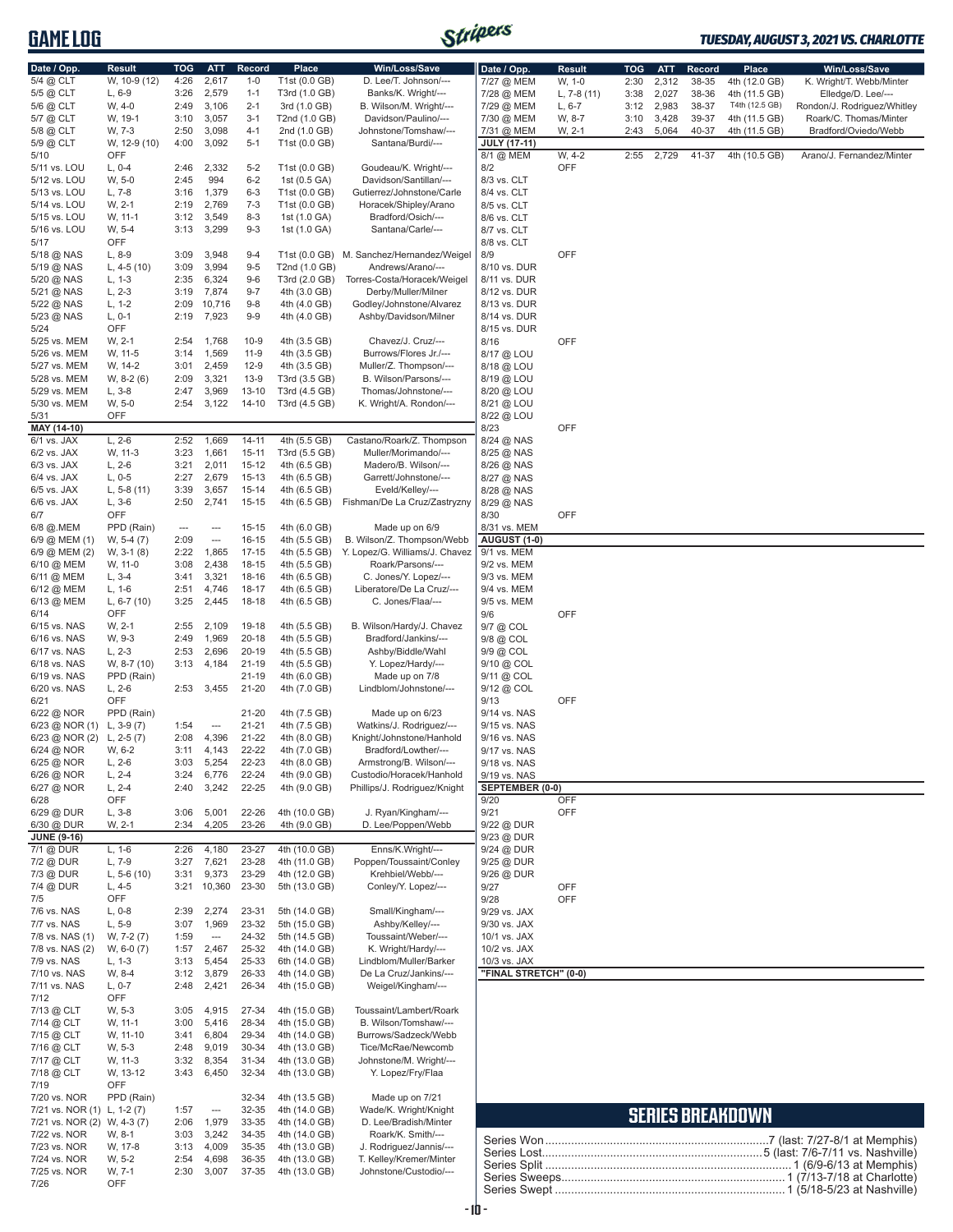## GAME LOG

*TUESDAY, AUGUST 3, 2021 VS. CHARLOTTE*

| Date / Opp. | Result | TOG | ATT | Record | Place | Win/Loss/Save |
|---|---|---|---|---|---|---|
| 5/4 @ CLT | W, 10-9 (12) | 4:26 | 2,617 | 1-0 | T1st (0.0 GB) | D. Lee/T. Johnson/--- |
| 5/5 @ CLT | L, 6-9 | 3:26 | 2,579 | 1-1 | T3rd (1.0 GB) | Banks/K. Wright/--- |
| 5/6 @ CLT | W, 4-0 | 2:49 | 3,106 | 2-1 | 3rd (1.0 GB) | B. Wilson/M. Wright/--- |
| 5/7 @ CLT | W, 19-1 | 3:10 | 3,057 | 3-1 | T2nd (1.0 GB) | Davidson/Paulino/--- |
| 5/8 @ CLT | W, 7-3 | 2:50 | 3,098 | 4-1 | 2nd (1.0 GB) | Johnstone/Tomshaw/--- |
| 5/9 @ CLT | W, 12-9 (10) | 4:00 | 3,092 | 5-1 | T1st (0.0 GB) | Santana/Burdi/--- |
| 5/10 | OFF | | | | | |
| 5/11 vs. LOU | L, 0-4 | 2:46 | 2,332 | 5-2 | T1st (0.0 GB) | Goudeau/K. Wright/--- |
| 5/12 vs. LOU | W, 5-0 | 2:45 | 994 | 6-2 | 1st (0.5 GA) | Davidson/Santillan/--- |
| 5/13 vs. LOU | L, 7-8 | 3:16 | 1,379 | 6-3 | T1st (0.0 GB) | Gutierrez/Johnstone/Carle |
| 5/14 vs. LOU | W, 2-1 | 2:19 | 2,769 | 7-3 | T1st (0.0 GB) | Horacek/Shipley/Arano |
| 5/15 vs. LOU | W, 11-1 | 3:12 | 3,549 | 8-3 | 1st (1.0 GA) | Bradford/Osich/--- |
| 5/16 vs. LOU | W, 5-4 | 3:13 | 3,299 | 9-3 | 1st (1.0 GA) | Santana/Carle/--- |
| 5/17 | OFF | | | | | |
| 5/18 @ NAS | L, 8-9 | 3:09 | 3,948 | 9-4 | T1st (0.0 GB) | M. Sanchez/Hernandez/Weigel |
| 5/19 @ NAS | L, 4-5 (10) | 3:09 | 3,994 | 9-5 | T2nd (1.0 GB) | Andrews/Arano/--- |
| 5/20 @ NAS | L, 1-3 | 2:35 | 6,324 | 9-6 | T3rd (2.0 GB) | Torres-Costa/Horacek/Weigel |
| 5/21 @ NAS | L, 2-3 | 3:19 | 7,874 | 9-7 | 4th (3.0 GB) | Derby/Muller/Milner |
| 5/22 @ NAS | L, 1-2 | 2:09 | 10,716 | 9-8 | 4th (4.0 GB) | Godley/Johnstone/Alvarez |
| 5/23 @ NAS | L, 0-1 | 2:19 | 7,923 | 9-9 | 4th (4.0 GB) | Ashby/Davidson/Milner |
| 5/24 | OFF | | | | | |
| 5/25 vs. MEM | W, 2-1 | 2:54 | 1,768 | 10-9 | 4th (3.5 GB) | Chavez/J. Cruz/--- |
| 5/26 vs. MEM | W, 11-5 | 3:14 | 1,569 | 11-9 | 4th (3.5 GB) | Burrows/Flores Jr./--- |
| 5/27 vs. MEM | W, 14-2 | 3:01 | 2,459 | 12-9 | 4th (3.5 GB) | Muller/Z. Thompson/--- |
| 5/28 vs. MEM | W, 8-2 (6) | 2:09 | 3,321 | 13-9 | T3rd (3.5 GB) | B. Wilson/Parsons/--- |
| 5/29 vs. MEM | L, 3-8 | 2:47 | 3,969 | 13-10 | T3rd (4.5 GB) | Thomas/Johnstone/--- |
| 5/30 vs. MEM | W, 5-0 | 2:54 | 3,122 | 14-10 | T3rd (4.5 GB) | K. Wright/A. Rondon/--- |
| 5/31 | OFF | | | | | |
| **MAY (14-10)** | | | | | | |
| 6/1 vs. JAX | L, 2-6 | 2:52 | 1,669 | 14-11 | 4th (5.5 GB) | Castano/Roark/Z. Thompson |
| 6/2 vs. JAX | W, 11-3 | 3:23 | 1,661 | 15-11 | T3rd (5.5 GB) | Muller/Morimando/--- |
| 6/3 vs. JAX | L, 2-6 | 3:21 | 2,011 | 15-12 | 4th (6.5 GB) | Madero/B. Wilson/--- |
| 6/4 vs. JAX | L, 0-5 | 2:27 | 2,679 | 15-13 | 4th (6.5 GB) | Garrett/Johnstone/--- |
| 6/5 vs. JAX | L, 5-8 (11) | 3:39 | 3,657 | 15-14 | 4th (6.5 GB) | Eveld/Kelley/--- |
| 6/6 vs. JAX | L, 3-6 | 2:50 | 2,741 | 15-15 | 4th (6.5 GB) | Fishman/De La Cruz/Zastryzny |
| 6/7 | OFF | | | | | |
| 6/8 @ MEM | PPD (Rain) | --- | --- | 15-15 | 4th (6.0 GB) | Made up on 6/9 |
| 6/9 @ MEM (1) | W, 5-4 (7) | 2:09 | --- | 16-15 | 4th (5.5 GB) | B. Wilson/Z. Thompson/Webb |
| 6/9 @ MEM (2) | W, 3-1 (8) | 2:22 | 1,865 | 17-15 | 4th (5.5 GB) | Y. Lopez/G. Williams/J. Chavez |
| 6/10 @ MEM | W, 11-0 | 3:08 | 2,438 | 18-15 | 4th (5.5 GB) | Roark/Parsons/--- |
| 6/11 @ MEM | L, 3-4 | 3:41 | 3,321 | 18-16 | 4th (6.5 GB) | C. Jones/Y. Lopez/--- |
| 6/12 @ MEM | L, 1-6 | 2:51 | 4,746 | 18-17 | 4th (6.5 GB) | Liberatore/De La Cruz/--- |
| 6/13 @ MEM | L, 6-7 (10) | 3:25 | 2,445 | 18-18 | 4th (6.5 GB) | C. Jones/Flaa/--- |
| 6/14 | OFF | | | | | |
| 6/15 vs. NAS | W, 2-1 | 2:55 | 2,109 | 19-18 | 4th (5.5 GB) | B. Wilson/Hardy/J. Chavez |
| 6/16 vs. NAS | W, 9-3 | 2:49 | 1,969 | 20-18 | 4th (5.5 GB) | Bradford/Jankins/--- |
| 6/17 vs. NAS | L, 2-3 | 2:53 | 2,696 | 20-19 | 4th (5.5 GB) | Ashby/Biddle/Wahl |
| 6/18 vs. NAS | W, 8-7 (10) | 3:13 | 4,184 | 21-19 | 4th (5.5 GB) | Y. Lopez/Hardy/--- |
| 6/19 vs. NAS | PPD (Rain) | | | 21-19 | 4th (6.0 GB) | Made up on 7/8 |
| 6/20 vs. NAS | L, 2-6 | 2:53 | 3,455 | 21-20 | 4th (7.0 GB) | Lindblom/Johnstone/--- |
| 6/21 | OFF | | | | | |
| 6/22 @ NOR | PPD (Rain) | | | 21-20 | 4th (7.5 GB) | Made up on 6/23 |
| 6/23 @ NOR (1) | L, 3-9 (7) | 1:54 | --- | 21-21 | 4th (7.5 GB) | Watkins/J. Rodriguez/--- |
| 6/23 @ NOR (2) | L, 2-5 (7) | 2:08 | 4,396 | 21-22 | 4th (8.0 GB) | Knight/Johnstone/Hanhold |
| 6/24 @ NOR | W, 6-2 | 3:11 | 4,143 | 22-22 | 4th (7.0 GB) | Bradford/Lowther/--- |
| 6/25 @ NOR | L, 2-6 | 3:03 | 5,254 | 22-23 | 4th (8.0 GB) | Armstrong/B. Wilson/--- |
| 6/26 @ NOR | L, 2-4 | 3:24 | 6,776 | 22-24 | 4th (9.0 GB) | Custodio/Horacek/Hanhold |
| 6/27 @ NOR | L, 2-4 | 2:40 | 3,242 | 22-25 | 4th (9.0 GB) | Phillips/J. Rodriguez/Knight |
| 6/28 | OFF | | | | | |
| 6/29 @ DUR | L, 3-8 | 3:06 | 5,001 | 22-26 | 4th (10.0 GB) | J. Ryan/Kingham/--- |
| 6/30 @ DUR | W, 2-1 | 2:34 | 4,205 | 23-26 | 4th (9.0 GB) | D. Lee/Poppen/Webb |
| **JUNE (9-16)** | | | | | | |
| 7/1 @ DUR | L, 1-6 | 2:26 | 4,180 | 23-27 | 4th (10.0 GB) | Enns/K.Wright/--- |
| 7/2 @ DUR | L, 7-9 | 3:27 | 7,621 | 23-28 | 4th (11.0 GB) | Poppen/Toussaint/Conley |
| 7/3 @ DUR | L, 5-6 (10) | 3:31 | 9,373 | 23-29 | 4th (12.0 GB) | Krehbiel/Webb/--- |
| 7/4 @ DUR | L, 4-5 | 3:21 | 10,360 | 23-30 | 5th (13.0 GB) | Conley/Y. Lopez/--- |
| 7/5 | OFF | | | | | |
| 7/6 vs. NAS | L, 0-8 | 2:39 | 2,274 | 23-31 | 5th (14.0 GB) | Small/Kingham/--- |
| 7/7 vs. NAS | L, 5-9 | 3:07 | 1,969 | 23-32 | 5th (15.0 GB) | Ashby/Kelley/--- |
| 7/8 vs. NAS (1) | W, 7-2 (7) | 1:59 | --- | 24-32 | 5th (14.5 GB) | Toussaint/Weber/--- |
| 7/8 vs. NAS (2) | W, 6-0 (7) | 1:57 | 2,467 | 25-32 | 4th (14.0 GB) | K. Wright/Hardy/--- |
| 7/9 vs. NAS | L, 1-3 | 3:13 | 5,454 | 25-33 | 6th (14.0 GB) | Lindblom/Muller/Barker |
| 7/10 vs. NAS | W, 8-4 | 3:12 | 3,879 | 26-33 | 4th (14.0 GB) | De La Cruz/Jankins/--- |
| 7/11 vs. NAS | L, 0-7 | 2:48 | 2,421 | 26-34 | 4th (15.0 GB) | Weigel/Kingham/--- |
| 7/12 | OFF | | | | | |
| 7/13 @ CLT | W, 5-3 | 3:05 | 4,915 | 27-34 | 4th (15.0 GB) | Toussaint/Lambert/Roark |
| 7/14 @ CLT | W, 11-1 | 3:00 | 5,416 | 28-34 | 4th (15.0 GB) | B. Wilson/Tomshaw/--- |
| 7/15 @ CLT | W, 11-10 | 3:41 | 6,804 | 29-34 | 4th (14.0 GB) | Burrows/Sadzeck/Webb |
| 7/16 @ CLT | W, 5-3 | 2:48 | 9,019 | 30-34 | 4th (13.0 GB) | Tice/McRae/Newcomb |
| 7/17 @ CLT | W, 11-3 | 3:32 | 8,354 | 31-34 | 4th (13.0 GB) | Johnstone/M. Wright/--- |
| 7/18 @ CLT | W, 13-12 | 3:43 | 6,450 | 32-34 | 4th (13.0 GB) | Y. Lopez/Fry/Flaa |
| 7/19 | OFF | | | | | |
| 7/20 vs. NOR | PPD (Rain) | | | 32-34 | 4th (13.5 GB) | Made up on 7/21 |
| 7/21 vs. NOR (1) | L, 1-2 (7) | 1:57 | --- | 32-35 | 4th (14.0 GB) | Wade/K. Wright/Knight |
| 7/21 vs. NOR (2) | W, 4-3 (7) | 2:06 | 1,979 | 33-35 | 4th (14.0 GB) | D. Lee/Bradish/Minter |
| 7/22 vs. NOR | W, 8-1 | 3:03 | 3,242 | 34-35 | 4th (14.0 GB) | Roark/K. Smith/--- |
| 7/23 vs. NOR | W, 17-8 | 3:13 | 4,009 | 35-35 | 4th (13.0 GB) | J. Rodriguez/Jannis/--- |
| 7/24 vs. NOR | W, 5-2 | 2:54 | 4,698 | 36-35 | 4th (13.0 GB) | T. Kelley/Kremer/Minter |
| 7/25 vs. NOR | W, 7-1 | 2:30 | 3,007 | 37-35 | 4th (13.0 GB) | Johnstone/Custodio/--- |
| 7/26 | OFF | | | | | |
| 7/27 @ MEM | W, 1-0 | 2:30 | 2,312 | 38-35 | 4th (12.0 GB) | K. Wright/T. Webb/Minter |
| 7/28 @ MEM | L, 7-8 (11) | 3:38 | 2,027 | 38-36 | 4th (11.5 GB) | Elledge/D. Lee/--- |
| 7/29 @ MEM | L, 6-7 | 3:12 | 2,983 | 38-37 | T4th (12.5 GB) | Rondon/J. Rodriguez/Whitley |
| 7/30 @ MEM | W, 8-7 | 3:10 | 3,428 | 39-37 | 4th (11.5 GB) | Roark/C. Thomas/Minter |
| 7/31 @ MEM | W, 2-1 | 2:43 | 5,064 | 40-37 | 4th (11.5 GB) | Bradford/Oviedo/Webb |
| **JULY (17-11)** | | | | | | |
| 8/1 @ MEM | W, 4-2 | 2:55 | 2,729 | 41-37 | 4th (10.5 GB) | Arano/J. Fernandez/Minter |
| 8/2 | OFF | | | | | |
| 8/3 vs. CLT | | | | | | |
| 8/4 vs. CLT | | | | | | |
| 8/5 vs. CLT | | | | | | |
| 8/6 vs. CLT | | | | | | |
| 8/7 vs. CLT | | | | | | |
| 8/8 vs. CLT | | | | | | |
| 8/9 | OFF | | | | | |
| 8/10 vs. DUR | | | | | | |
| 8/11 vs. DUR | | | | | | |
| 8/12 vs. DUR | | | | | | |
| 8/13 vs. DUR | | | | | | |
| 8/14 vs. DUR | | | | | | |
| 8/15 vs. DUR | | | | | | |
| 8/16 | OFF | | | | | |
| 8/17 @ LOU | | | | | | |
| 8/18 @ LOU | | | | | | |
| 8/19 @ LOU | | | | | | |
| 8/20 @ LOU | | | | | | |
| 8/21 @ LOU | | | | | | |
| 8/22 @ LOU | | | | | | |
| 8/23 | OFF | | | | | |
| 8/24 @ NAS | | | | | | |
| 8/25 @ NAS | | | | | | |
| 8/26 @ NAS | | | | | | |
| 8/27 @ NAS | | | | | | |
| 8/28 @ NAS | | | | | | |
| 8/29 @ NAS | | | | | | |
| 8/30 | OFF | | | | | |
| 8/31 vs. MEM | | | | | | |
| **AUGUST (1-0)** | | | | | | |
| 9/1 vs. MEM | | | | | | |
| 9/2 vs. MEM | | | | | | |
| 9/3 vs. MEM | | | | | | |
| 9/4 vs. MEM | | | | | | |
| 9/5 vs. MEM | | | | | | |
| 9/6 | OFF | | | | | |
| 9/7 @ COL | | | | | | |
| 9/8 @ COL | | | | | | |
| 9/9 @ COL | | | | | | |
| 9/10 @ COL | | | | | | |
| 9/11 @ COL | | | | | | |
| 9/12 @ COL | | | | | | |
| 9/13 | OFF | | | | | |
| 9/14 vs. NAS | | | | | | |
| 9/15 vs. NAS | | | | | | |
| 9/16 vs. NAS | | | | | | |
| 9/17 vs. NAS | | | | | | |
| 9/18 vs. NAS | | | | | | |
| 9/19 vs. NAS | | | | | | |
| **SEPTEMBER (0-0)** | | | | | | |
| 9/20 | OFF | | | | | |
| 9/21 | OFF | | | | | |
| 9/22 @ DUR | | | | | | |
| 9/23 @ DUR | | | | | | |
| 9/24 @ DUR | | | | | | |
| 9/25 @ DUR | | | | | | |
| 9/26 @ DUR | | | | | | |
| 9/27 | OFF | | | | | |
| 9/28 | OFF | | | | | |
| 9/29 vs. JAX | | | | | | |
| 9/30 vs. JAX | | | | | | |
| 10/1 vs. JAX | | | | | | |
| 10/2 vs. JAX | | | | | | |
| 10/3 vs. JAX | | | | | | |
| **"FINAL STRETCH" (0-0)** | | | | | | |

## SERIES BREAKDOWN

Series Won.....7 (last: 7/27-8/1 at Memphis)
Series Lost.....5 (last: 7/6-7/11 vs. Nashville)
Series Split.....1 (6/9-6/13 at Memphis)
Series Sweeps.....1 (7/13-7/18 at Charlotte)
Series Swept.....1 (5/18-5/23 at Nashville)